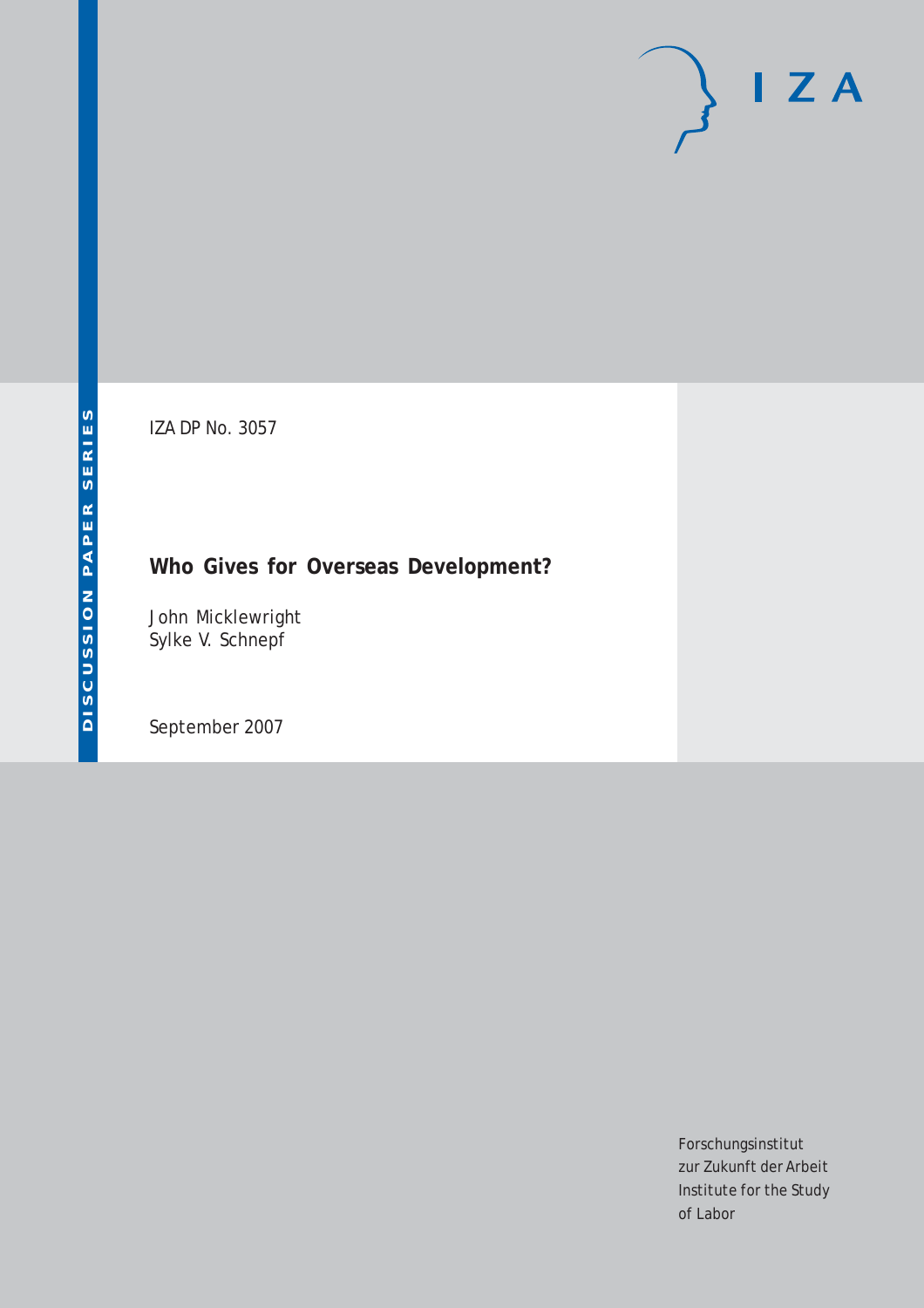DISCUSSION PAPER SERIES

IZA DP No. 3057

# Who Gives for Overseas Development?

John Micklewright
Sylke V. Schnepf

September 2007

Forschungsinstitut
zur Zukunft der Arbeit
Institute for the Study
of Labor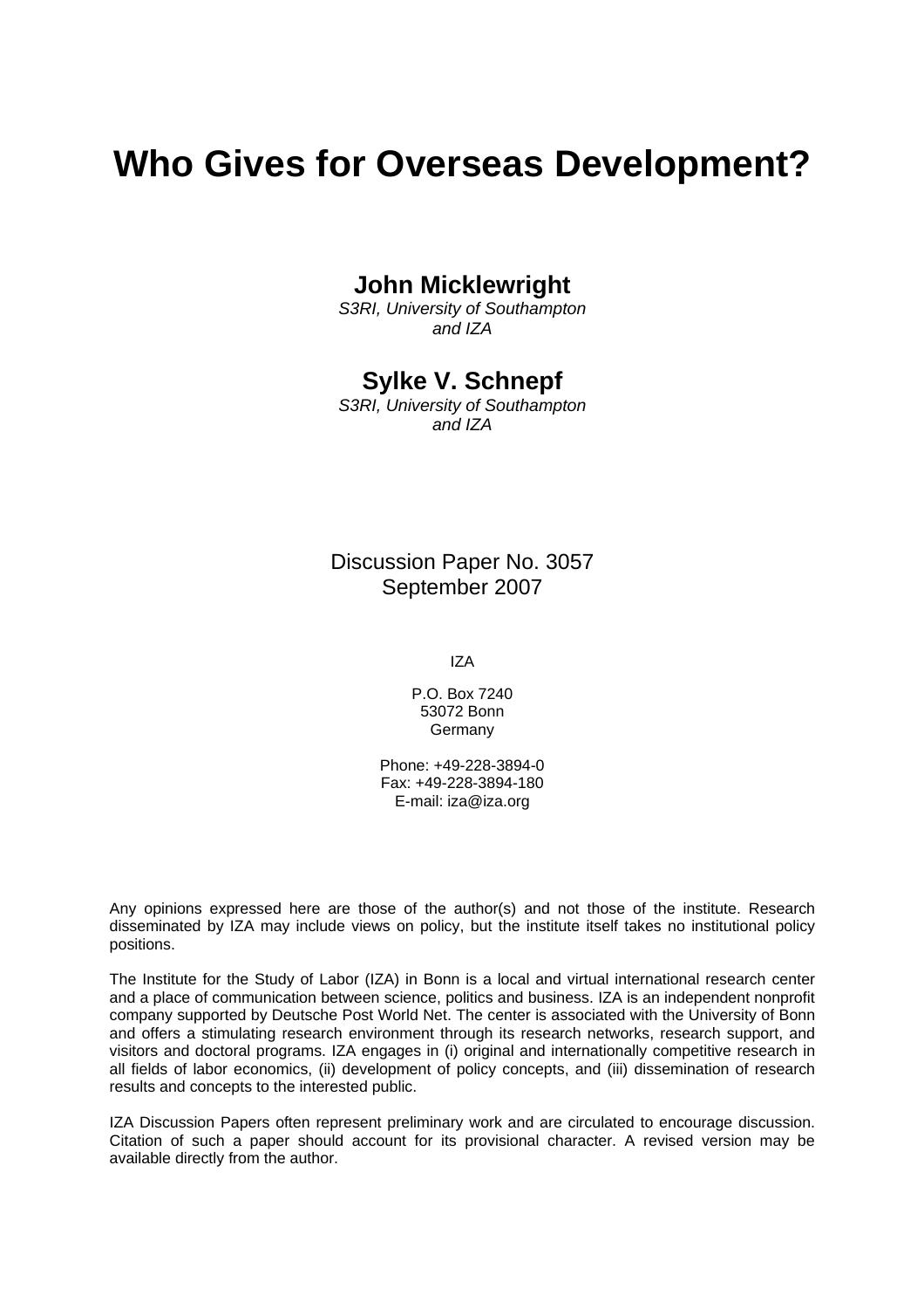# Who Gives for Overseas Development?

**John Micklewright**
*S3RI, University of Southampton and IZA*

**Sylke V. Schnepf**
*S3RI, University of Southampton and IZA*

Discussion Paper No. 3057
September 2007

IZA

P.O. Box 7240
53072 Bonn
Germany

Phone: +49-228-3894-0
Fax: +49-228-3894-180
E-mail: iza@iza.org

Any opinions expressed here are those of the author(s) and not those of the institute. Research disseminated by IZA may include views on policy, but the institute itself takes no institutional policy positions.

The Institute for the Study of Labor (IZA) in Bonn is a local and virtual international research center and a place of communication between science, politics and business. IZA is an independent nonprofit company supported by Deutsche Post World Net. The center is associated with the University of Bonn and offers a stimulating research environment through its research networks, research support, and visitors and doctoral programs. IZA engages in (i) original and internationally competitive research in all fields of labor economics, (ii) development of policy concepts, and (iii) dissemination of research results and concepts to the interested public.

IZA Discussion Papers often represent preliminary work and are circulated to encourage discussion. Citation of such a paper should account for its provisional character. A revised version may be available directly from the author.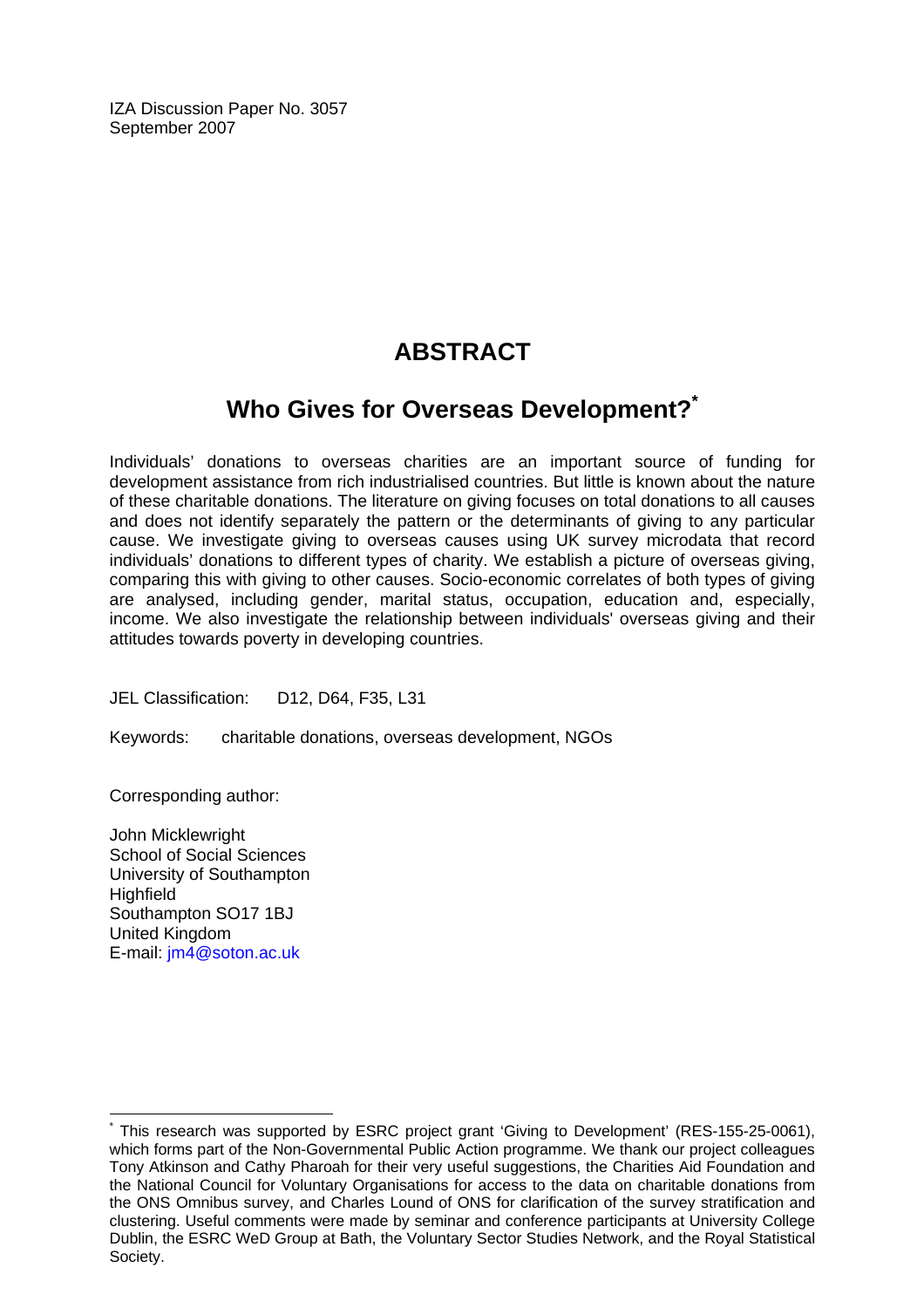IZA Discussion Paper No. 3057
September 2007

# ABSTRACT

## Who Gives for Overseas Development?*

Individuals' donations to overseas charities are an important source of funding for development assistance from rich industrialised countries. But little is known about the nature of these charitable donations. The literature on giving focuses on total donations to all causes and does not identify separately the pattern or the determinants of giving to any particular cause. We investigate giving to overseas causes using UK survey microdata that record individuals' donations to different types of charity. We establish a picture of overseas giving, comparing this with giving to other causes. Socio-economic correlates of both types of giving are analysed, including gender, marital status, occupation, education and, especially, income. We also investigate the relationship between individuals' overseas giving and their attitudes towards poverty in developing countries.

JEL Classification: D12, D64, F35, L31

Keywords: charitable donations, overseas development, NGOs

Corresponding author:

John Micklewright
School of Social Sciences
University of Southampton
Highfield
Southampton SO17 1BJ
United Kingdom
E-mail: jm4@soton.ac.uk

---

* This research was supported by ESRC project grant 'Giving to Development' (RES-155-25-0061), which forms part of the Non-Governmental Public Action programme. We thank our project colleagues Tony Atkinson and Cathy Pharoah for their very useful suggestions, the Charities Aid Foundation and the National Council for Voluntary Organisations for access to the data on charitable donations from the ONS Omnibus survey, and Charles Lound of ONS for clarification of the survey stratification and clustering. Useful comments were made by seminar and conference participants at University College Dublin, the ESRC WeD Group at Bath, the Voluntary Sector Studies Network, and the Royal Statistical Society.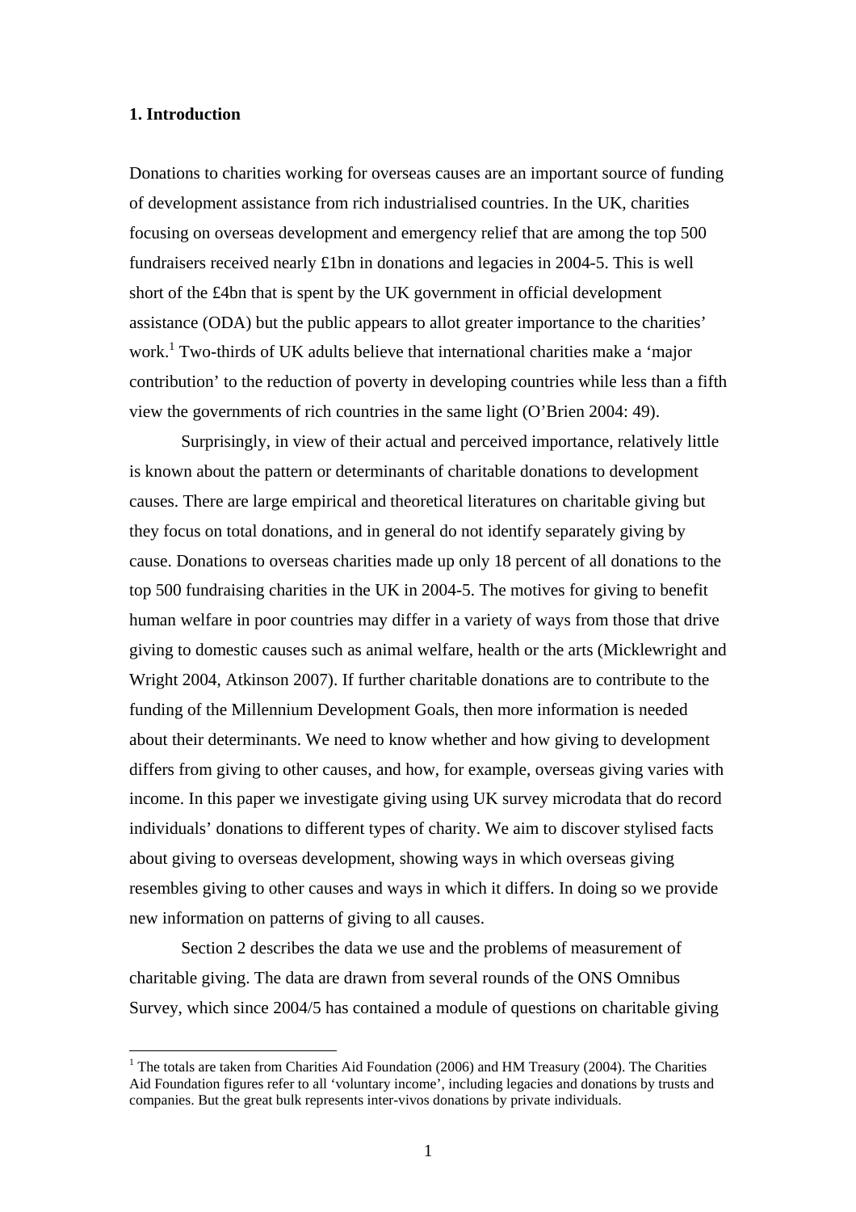## 1. Introduction

Donations to charities working for overseas causes are an important source of funding of development assistance from rich industrialised countries. In the UK, charities focusing on overseas development and emergency relief that are among the top 500 fundraisers received nearly £1bn in donations and legacies in 2004-5. This is well short of the £4bn that is spent by the UK government in official development assistance (ODA) but the public appears to allot greater importance to the charities' work.[1] Two-thirds of UK adults believe that international charities make a 'major contribution' to the reduction of poverty in developing countries while less than a fifth view the governments of rich countries in the same light (O'Brien 2004: 49).

Surprisingly, in view of their actual and perceived importance, relatively little is known about the pattern or determinants of charitable donations to development causes. There are large empirical and theoretical literatures on charitable giving but they focus on total donations, and in general do not identify separately giving by cause. Donations to overseas charities made up only 18 percent of all donations to the top 500 fundraising charities in the UK in 2004-5. The motives for giving to benefit human welfare in poor countries may differ in a variety of ways from those that drive giving to domestic causes such as animal welfare, health or the arts (Micklewright and Wright 2004, Atkinson 2007). If further charitable donations are to contribute to the funding of the Millennium Development Goals, then more information is needed about their determinants. We need to know whether and how giving to development differs from giving to other causes, and how, for example, overseas giving varies with income. In this paper we investigate giving using UK survey microdata that do record individuals' donations to different types of charity. We aim to discover stylised facts about giving to overseas development, showing ways in which overseas giving resembles giving to other causes and ways in which it differs. In doing so we provide new information on patterns of giving to all causes.

Section 2 describes the data we use and the problems of measurement of charitable giving. The data are drawn from several rounds of the ONS Omnibus Survey, which since 2004/5 has contained a module of questions on charitable giving

[1] The totals are taken from Charities Aid Foundation (2006) and HM Treasury (2004). The Charities Aid Foundation figures refer to all 'voluntary income', including legacies and donations by trusts and companies. But the great bulk represents inter-vivos donations by private individuals.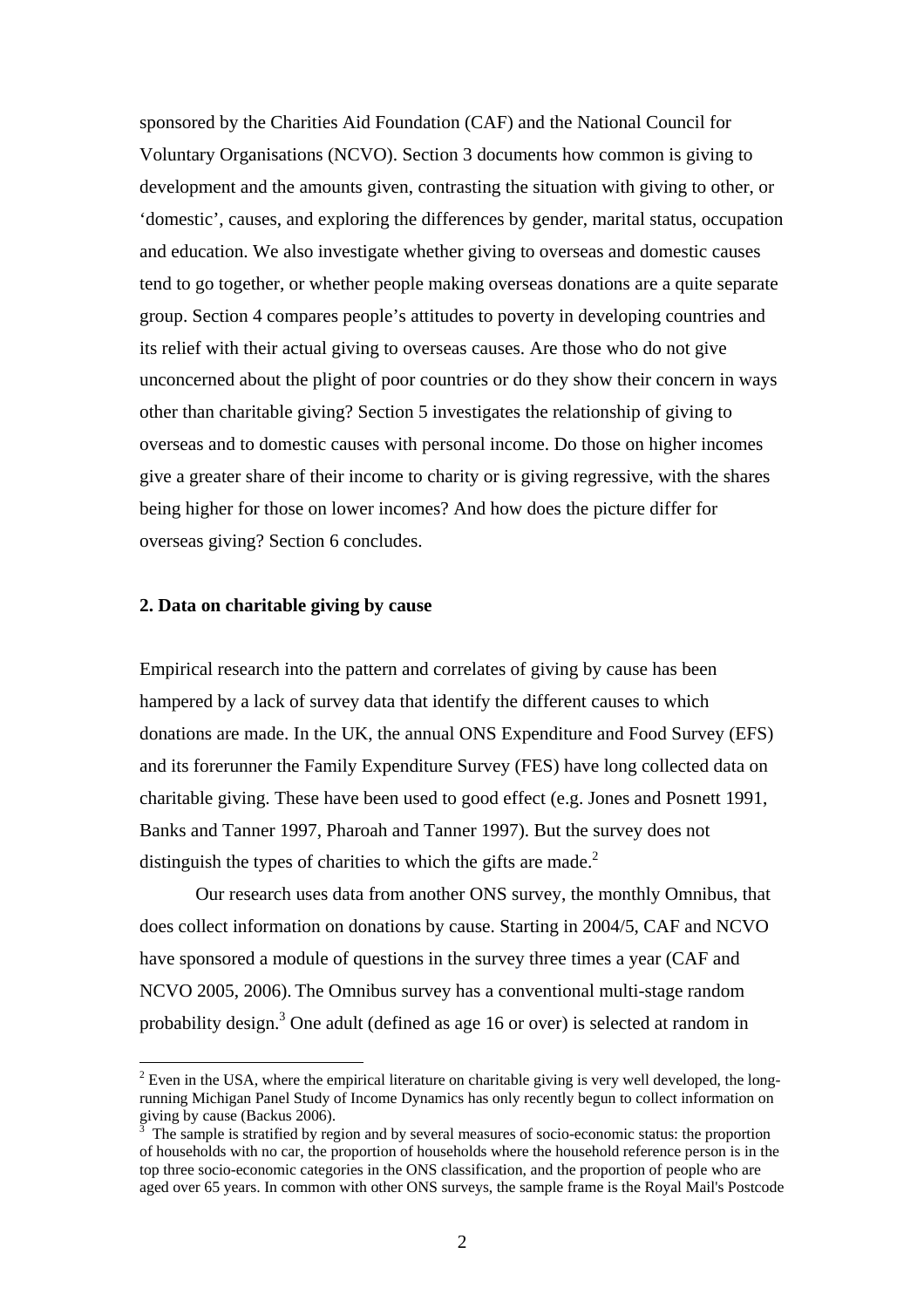sponsored by the Charities Aid Foundation (CAF) and the National Council for Voluntary Organisations (NCVO). Section 3 documents how common is giving to development and the amounts given, contrasting the situation with giving to other, or 'domestic', causes, and exploring the differences by gender, marital status, occupation and education. We also investigate whether giving to overseas and domestic causes tend to go together, or whether people making overseas donations are a quite separate group. Section 4 compares people's attitudes to poverty in developing countries and its relief with their actual giving to overseas causes. Are those who do not give unconcerned about the plight of poor countries or do they show their concern in ways other than charitable giving? Section 5 investigates the relationship of giving to overseas and to domestic causes with personal income. Do those on higher incomes give a greater share of their income to charity or is giving regressive, with the shares being higher for those on lower incomes? And how does the picture differ for overseas giving? Section 6 concludes.

## 2. Data on charitable giving by cause

Empirical research into the pattern and correlates of giving by cause has been hampered by a lack of survey data that identify the different causes to which donations are made. In the UK, the annual ONS Expenditure and Food Survey (EFS) and its forerunner the Family Expenditure Survey (FES) have long collected data on charitable giving. These have been used to good effect (e.g. Jones and Posnett 1991, Banks and Tanner 1997, Pharoah and Tanner 1997). But the survey does not distinguish the types of charities to which the gifts are made.[2]

Our research uses data from another ONS survey, the monthly Omnibus, that does collect information on donations by cause. Starting in 2004/5, CAF and NCVO have sponsored a module of questions in the survey three times a year (CAF and NCVO 2005, 2006). The Omnibus survey has a conventional multi-stage random probability design.[3] One adult (defined as age 16 or over) is selected at random in

[2] Even in the USA, where the empirical literature on charitable giving is very well developed, the long-running Michigan Panel Study of Income Dynamics has only recently begun to collect information on giving by cause (Backus 2006).

[3] The sample is stratified by region and by several measures of socio-economic status: the proportion of households with no car, the proportion of households where the household reference person is in the top three socio-economic categories in the ONS classification, and the proportion of people who are aged over 65 years. In common with other ONS surveys, the sample frame is the Royal Mail's Postcode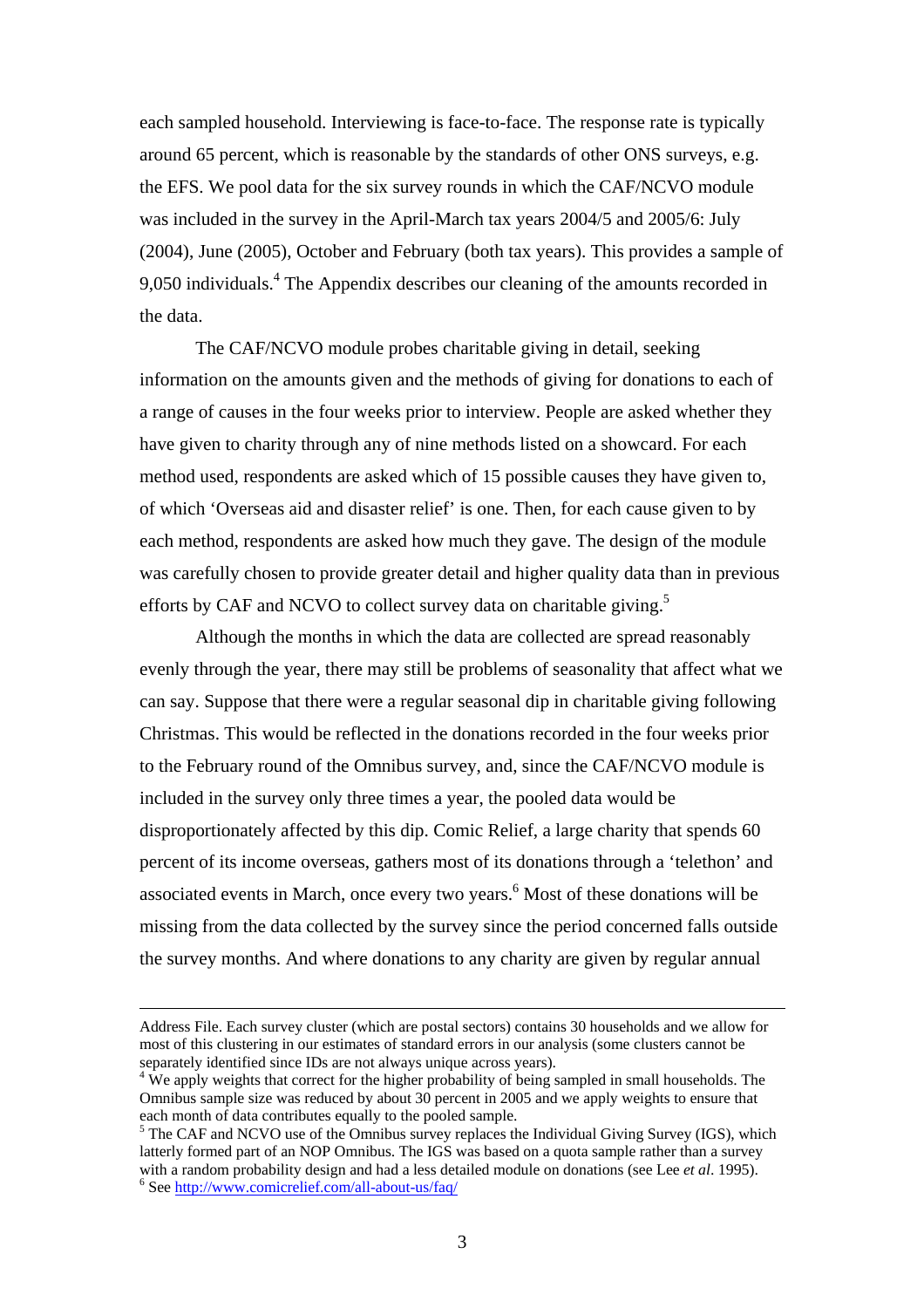each sampled household. Interviewing is face-to-face. The response rate is typically around 65 percent, which is reasonable by the standards of other ONS surveys, e.g. the EFS. We pool data for the six survey rounds in which the CAF/NCVO module was included in the survey in the April-March tax years 2004/5 and 2005/6: July (2004), June (2005), October and February (both tax years). This provides a sample of 9,050 individuals.[4] The Appendix describes our cleaning of the amounts recorded in the data.

The CAF/NCVO module probes charitable giving in detail, seeking information on the amounts given and the methods of giving for donations to each of a range of causes in the four weeks prior to interview. People are asked whether they have given to charity through any of nine methods listed on a showcard. For each method used, respondents are asked which of 15 possible causes they have given to, of which 'Overseas aid and disaster relief' is one. Then, for each cause given to by each method, respondents are asked how much they gave. The design of the module was carefully chosen to provide greater detail and higher quality data than in previous efforts by CAF and NCVO to collect survey data on charitable giving.[5]

Although the months in which the data are collected are spread reasonably evenly through the year, there may still be problems of seasonality that affect what we can say. Suppose that there were a regular seasonal dip in charitable giving following Christmas. This would be reflected in the donations recorded in the four weeks prior to the February round of the Omnibus survey, and, since the CAF/NCVO module is included in the survey only three times a year, the pooled data would be disproportionately affected by this dip. Comic Relief, a large charity that spends 60 percent of its income overseas, gathers most of its donations through a 'telethon' and associated events in March, once every two years.[6] Most of these donations will be missing from the data collected by the survey since the period concerned falls outside the survey months. And where donations to any charity are given by regular annual

---

Address File. Each survey cluster (which are postal sectors) contains 30 households and we allow for most of this clustering in our estimates of standard errors in our analysis (some clusters cannot be separately identified since IDs are not always unique across years).

[4] We apply weights that correct for the higher probability of being sampled in small households. The Omnibus sample size was reduced by about 30 percent in 2005 and we apply weights to ensure that each month of data contributes equally to the pooled sample.

[5] The CAF and NCVO use of the Omnibus survey replaces the Individual Giving Survey (IGS), which latterly formed part of an NOP Omnibus. The IGS was based on a quota sample rather than a survey with a random probability design and had a less detailed module on donations (see Lee *et al*. 1995).

[6] See http://www.comicrelief.com/all-about-us/faq/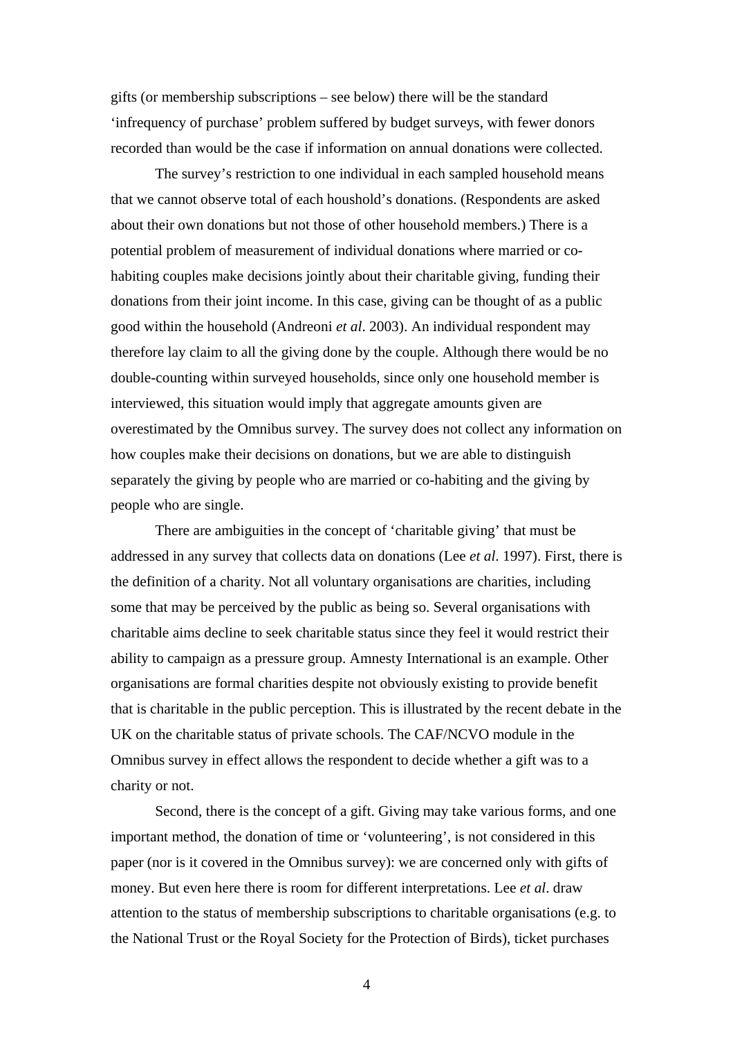gifts (or membership subscriptions – see below) there will be the standard 'infrequency of purchase' problem suffered by budget surveys, with fewer donors recorded than would be the case if information on annual donations were collected.

The survey's restriction to one individual in each sampled household means that we cannot observe total of each houshold's donations. (Respondents are asked about their own donations but not those of other household members.) There is a potential problem of measurement of individual donations where married or co-habiting couples make decisions jointly about their charitable giving, funding their donations from their joint income. In this case, giving can be thought of as a public good within the household (Andreoni *et al*. 2003). An individual respondent may therefore lay claim to all the giving done by the couple. Although there would be no double-counting within surveyed households, since only one household member is interviewed, this situation would imply that aggregate amounts given are overestimated by the Omnibus survey. The survey does not collect any information on how couples make their decisions on donations, but we are able to distinguish separately the giving by people who are married or co-habiting and the giving by people who are single.

There are ambiguities in the concept of 'charitable giving' that must be addressed in any survey that collects data on donations (Lee *et al.* 1997). First, there is the definition of a charity. Not all voluntary organisations are charities, including some that may be perceived by the public as being so. Several organisations with charitable aims decline to seek charitable status since they feel it would restrict their ability to campaign as a pressure group. Amnesty International is an example. Other organisations are formal charities despite not obviously existing to provide benefit that is charitable in the public perception. This is illustrated by the recent debate in the UK on the charitable status of private schools. The CAF/NCVO module in the Omnibus survey in effect allows the respondent to decide whether a gift was to a charity or not.

Second, there is the concept of a gift. Giving may take various forms, and one important method, the donation of time or 'volunteering', is not considered in this paper (nor is it covered in the Omnibus survey): we are concerned only with gifts of money. But even here there is room for different interpretations. Lee *et al*. draw attention to the status of membership subscriptions to charitable organisations (e.g. to the National Trust or the Royal Society for the Protection of Birds), ticket purchases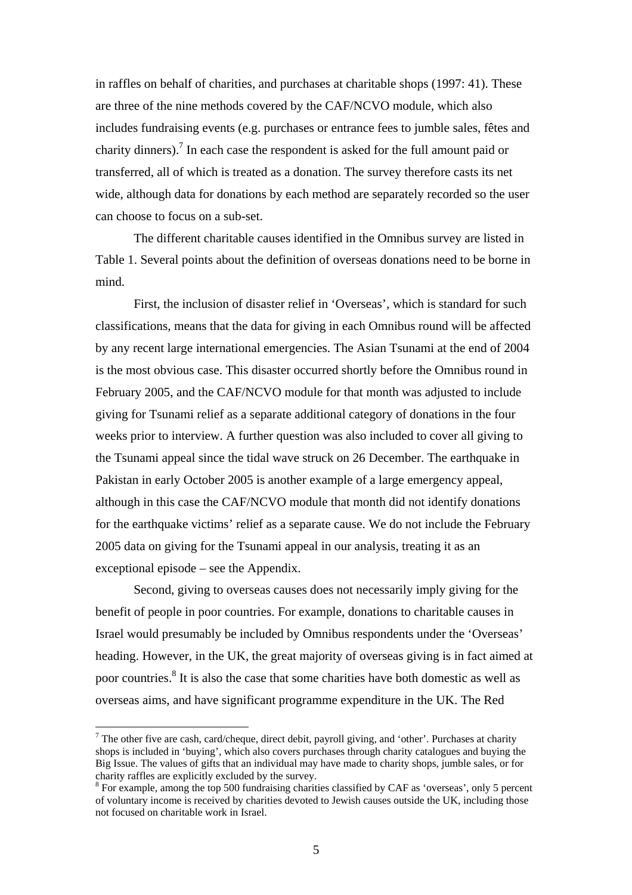in raffles on behalf of charities, and purchases at charitable shops (1997: 41). These are three of the nine methods covered by the CAF/NCVO module, which also includes fundraising events (e.g. purchases or entrance fees to jumble sales, fêtes and charity dinners).[7] In each case the respondent is asked for the full amount paid or transferred, all of which is treated as a donation. The survey therefore casts its net wide, although data for donations by each method are separately recorded so the user can choose to focus on a sub-set.

The different charitable causes identified in the Omnibus survey are listed in Table 1. Several points about the definition of overseas donations need to be borne in mind.

First, the inclusion of disaster relief in 'Overseas', which is standard for such classifications, means that the data for giving in each Omnibus round will be affected by any recent large international emergencies. The Asian Tsunami at the end of 2004 is the most obvious case. This disaster occurred shortly before the Omnibus round in February 2005, and the CAF/NCVO module for that month was adjusted to include giving for Tsunami relief as a separate additional category of donations in the four weeks prior to interview. A further question was also included to cover all giving to the Tsunami appeal since the tidal wave struck on 26 December. The earthquake in Pakistan in early October 2005 is another example of a large emergency appeal, although in this case the CAF/NCVO module that month did not identify donations for the earthquake victims' relief as a separate cause. We do not include the February 2005 data on giving for the Tsunami appeal in our analysis, treating it as an exceptional episode – see the Appendix.

Second, giving to overseas causes does not necessarily imply giving for the benefit of people in poor countries. For example, donations to charitable causes in Israel would presumably be included by Omnibus respondents under the 'Overseas' heading. However, in the UK, the great majority of overseas giving is in fact aimed at poor countries.[8] It is also the case that some charities have both domestic as well as overseas aims, and have significant programme expenditure in the UK. The Red

[7] The other five are cash, card/cheque, direct debit, payroll giving, and 'other'. Purchases at charity shops is included in 'buying', which also covers purchases through charity catalogues and buying the Big Issue. The values of gifts that an individual may have made to charity shops, jumble sales, or for charity raffles are explicitly excluded by the survey.

[8] For example, among the top 500 fundraising charities classified by CAF as 'overseas', only 5 percent of voluntary income is received by charities devoted to Jewish causes outside the UK, including those not focused on charitable work in Israel.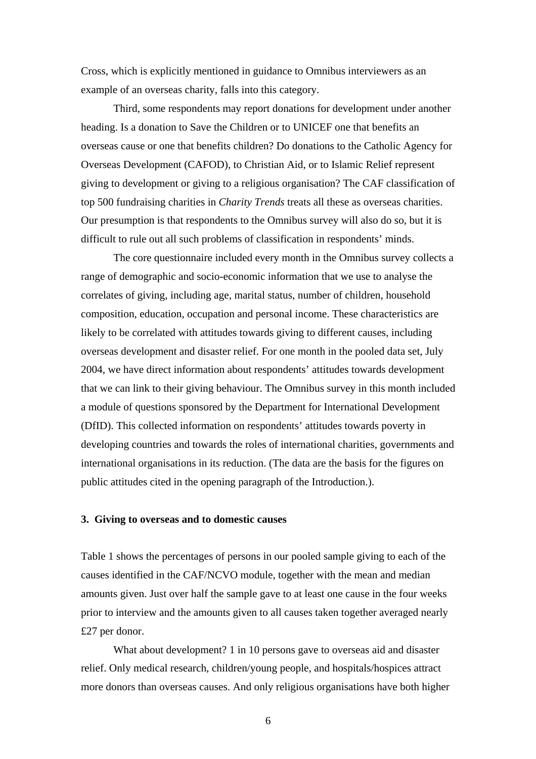Cross, which is explicitly mentioned in guidance to Omnibus interviewers as an example of an overseas charity, falls into this category.

Third, some respondents may report donations for development under another heading. Is a donation to Save the Children or to UNICEF one that benefits an overseas cause or one that benefits children? Do donations to the Catholic Agency for Overseas Development (CAFOD), to Christian Aid, or to Islamic Relief represent giving to development or giving to a religious organisation? The CAF classification of top 500 fundraising charities in *Charity Trends* treats all these as overseas charities. Our presumption is that respondents to the Omnibus survey will also do so, but it is difficult to rule out all such problems of classification in respondents' minds.

The core questionnaire included every month in the Omnibus survey collects a range of demographic and socio-economic information that we use to analyse the correlates of giving, including age, marital status, number of children, household composition, education, occupation and personal income. These characteristics are likely to be correlated with attitudes towards giving to different causes, including overseas development and disaster relief. For one month in the pooled data set, July 2004, we have direct information about respondents' attitudes towards development that we can link to their giving behaviour. The Omnibus survey in this month included a module of questions sponsored by the Department for International Development (DfID). This collected information on respondents' attitudes towards poverty in developing countries and towards the roles of international charities, governments and international organisations in its reduction. (The data are the basis for the figures on public attitudes cited in the opening paragraph of the Introduction.).

## 3. Giving to overseas and to domestic causes

Table 1 shows the percentages of persons in our pooled sample giving to each of the causes identified in the CAF/NCVO module, together with the mean and median amounts given. Just over half the sample gave to at least one cause in the four weeks prior to interview and the amounts given to all causes taken together averaged nearly £27 per donor.

What about development? 1 in 10 persons gave to overseas aid and disaster relief. Only medical research, children/young people, and hospitals/hospices attract more donors than overseas causes. And only religious organisations have both higher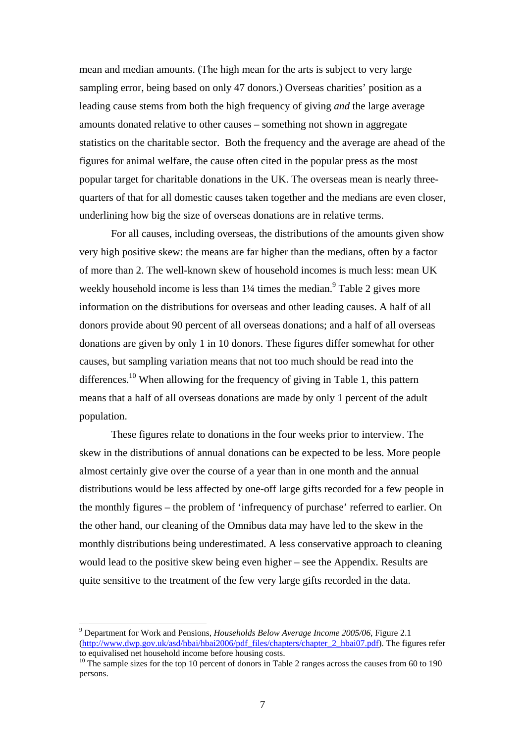mean and median amounts. (The high mean for the arts is subject to very large sampling error, being based on only 47 donors.) Overseas charities' position as a leading cause stems from both the high frequency of giving *and* the large average amounts donated relative to other causes – something not shown in aggregate statistics on the charitable sector. Both the frequency and the average are ahead of the figures for animal welfare, the cause often cited in the popular press as the most popular target for charitable donations in the UK. The overseas mean is nearly three-quarters of that for all domestic causes taken together and the medians are even closer, underlining how big the size of overseas donations are in relative terms.

For all causes, including overseas, the distributions of the amounts given show very high positive skew: the means are far higher than the medians, often by a factor of more than 2. The well-known skew of household incomes is much less: mean UK weekly household income is less than 1¼ times the median.[9] Table 2 gives more information on the distributions for overseas and other leading causes. A half of all donors provide about 90 percent of all overseas donations; and a half of all overseas donations are given by only 1 in 10 donors. These figures differ somewhat for other causes, but sampling variation means that not too much should be read into the differences.[10] When allowing for the frequency of giving in Table 1, this pattern means that a half of all overseas donations are made by only 1 percent of the adult population.

These figures relate to donations in the four weeks prior to interview. The skew in the distributions of annual donations can be expected to be less. More people almost certainly give over the course of a year than in one month and the annual distributions would be less affected by one-off large gifts recorded for a few people in the monthly figures – the problem of 'infrequency of purchase' referred to earlier. On the other hand, our cleaning of the Omnibus data may have led to the skew in the monthly distributions being underestimated. A less conservative approach to cleaning would lead to the positive skew being even higher – see the Appendix. Results are quite sensitive to the treatment of the few very large gifts recorded in the data.

---

[9] Department for Work and Pensions, *Households Below Average Income 2005/06*, Figure 2.1 (http://www.dwp.gov.uk/asd/hbai/hbai2006/pdf_files/chapters/chapter_2_hbai07.pdf). The figures refer to equivalised net household income before housing costs.

[10] The sample sizes for the top 10 percent of donors in Table 2 ranges across the causes from 60 to 190 persons.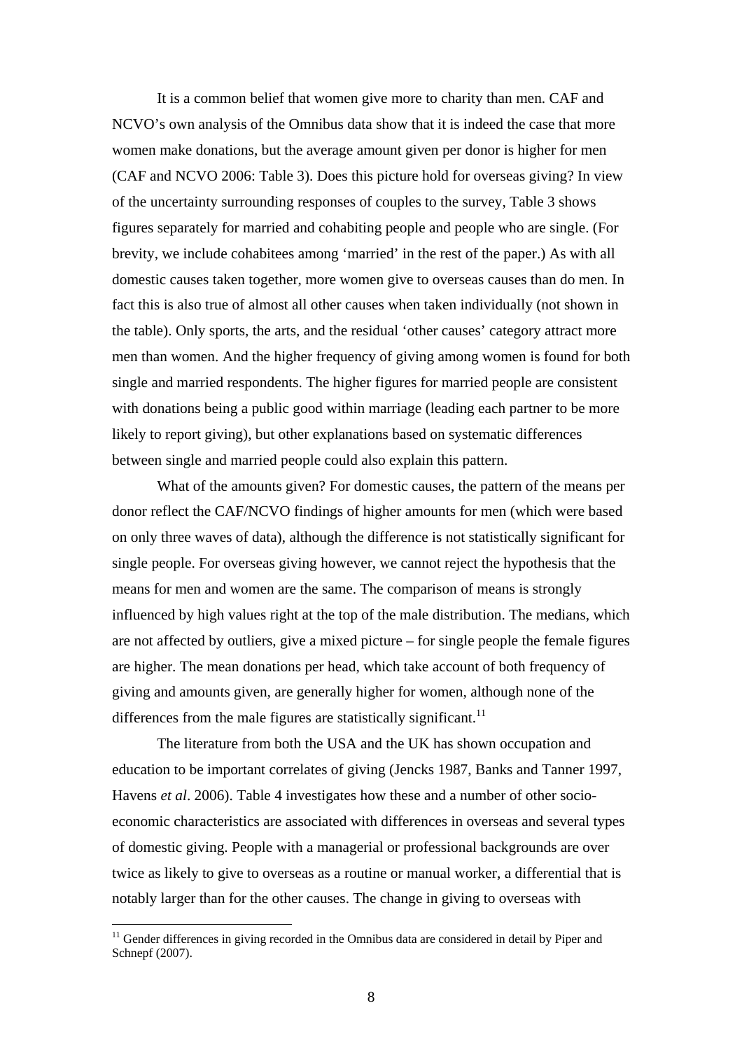It is a common belief that women give more to charity than men. CAF and NCVO's own analysis of the Omnibus data show that it is indeed the case that more women make donations, but the average amount given per donor is higher for men (CAF and NCVO 2006: Table 3). Does this picture hold for overseas giving? In view of the uncertainty surrounding responses of couples to the survey, Table 3 shows figures separately for married and cohabiting people and people who are single. (For brevity, we include cohabitees among 'married' in the rest of the paper.) As with all domestic causes taken together, more women give to overseas causes than do men. In fact this is also true of almost all other causes when taken individually (not shown in the table). Only sports, the arts, and the residual 'other causes' category attract more men than women. And the higher frequency of giving among women is found for both single and married respondents. The higher figures for married people are consistent with donations being a public good within marriage (leading each partner to be more likely to report giving), but other explanations based on systematic differences between single and married people could also explain this pattern.

What of the amounts given? For domestic causes, the pattern of the means per donor reflect the CAF/NCVO findings of higher amounts for men (which were based on only three waves of data), although the difference is not statistically significant for single people. For overseas giving however, we cannot reject the hypothesis that the means for men and women are the same. The comparison of means is strongly influenced by high values right at the top of the male distribution. The medians, which are not affected by outliers, give a mixed picture – for single people the female figures are higher. The mean donations per head, which take account of both frequency of giving and amounts given, are generally higher for women, although none of the differences from the male figures are statistically significant.[11]

The literature from both the USA and the UK has shown occupation and education to be important correlates of giving (Jencks 1987, Banks and Tanner 1997, Havens *et al*. 2006). Table 4 investigates how these and a number of other socio-economic characteristics are associated with differences in overseas and several types of domestic giving. People with a managerial or professional backgrounds are over twice as likely to give to overseas as a routine or manual worker, a differential that is notably larger than for the other causes. The change in giving to overseas with

[11] Gender differences in giving recorded in the Omnibus data are considered in detail by Piper and Schnepf (2007).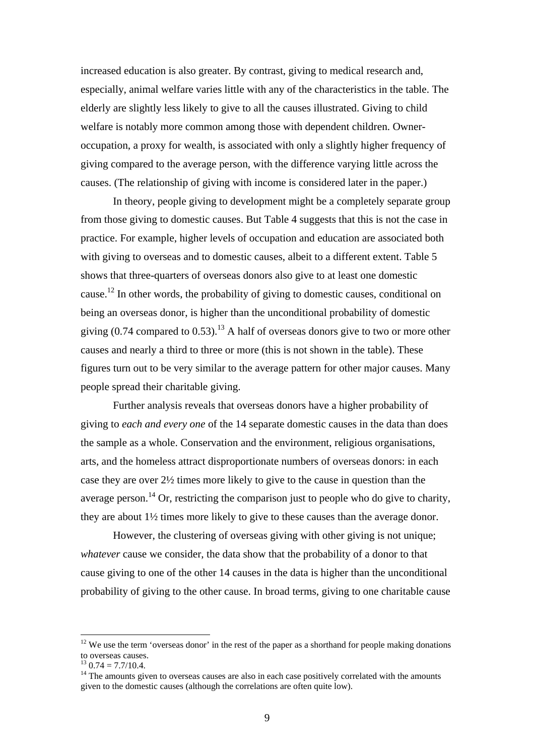increased education is also greater. By contrast, giving to medical research and, especially, animal welfare varies little with any of the characteristics in the table. The elderly are slightly less likely to give to all the causes illustrated. Giving to child welfare is notably more common among those with dependent children. Owner-occupation, a proxy for wealth, is associated with only a slightly higher frequency of giving compared to the average person, with the difference varying little across the causes. (The relationship of giving with income is considered later in the paper.)

In theory, people giving to development might be a completely separate group from those giving to domestic causes. But Table 4 suggests that this is not the case in practice. For example, higher levels of occupation and education are associated both with giving to overseas and to domestic causes, albeit to a different extent. Table 5 shows that three-quarters of overseas donors also give to at least one domestic cause.[12] In other words, the probability of giving to domestic causes, conditional on being an overseas donor, is higher than the unconditional probability of domestic giving (0.74 compared to 0.53).[13] A half of overseas donors give to two or more other causes and nearly a third to three or more (this is not shown in the table). These figures turn out to be very similar to the average pattern for other major causes. Many people spread their charitable giving.

Further analysis reveals that overseas donors have a higher probability of giving to *each and every one* of the 14 separate domestic causes in the data than does the sample as a whole. Conservation and the environment, religious organisations, arts, and the homeless attract disproportionate numbers of overseas donors: in each case they are over 2½ times more likely to give to the cause in question than the average person.[14] Or, restricting the comparison just to people who do give to charity, they are about 1½ times more likely to give to these causes than the average donor.

However, the clustering of overseas giving with other giving is not unique; *whatever* cause we consider, the data show that the probability of a donor to that cause giving to one of the other 14 causes in the data is higher than the unconditional probability of giving to the other cause. In broad terms, giving to one charitable cause

[12] We use the term 'overseas donor' in the rest of the paper as a shorthand for people making donations to overseas causes.

[13] 0.74 = 7.7/10.4.

[14] The amounts given to overseas causes are also in each case positively correlated with the amounts given to the domestic causes (although the correlations are often quite low).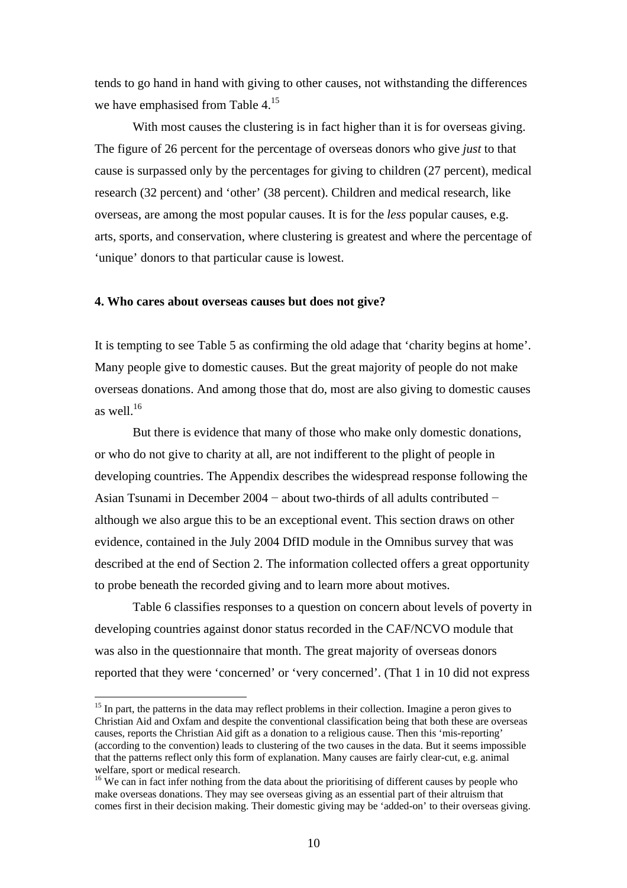tends to go hand in hand with giving to other causes, not withstanding the differences we have emphasised from Table 4.[15]

With most causes the clustering is in fact higher than it is for overseas giving. The figure of 26 percent for the percentage of overseas donors who give *just* to that cause is surpassed only by the percentages for giving to children (27 percent), medical research (32 percent) and 'other' (38 percent). Children and medical research, like overseas, are among the most popular causes. It is for the *less* popular causes, e.g. arts, sports, and conservation, where clustering is greatest and where the percentage of 'unique' donors to that particular cause is lowest.

### 4. Who cares about overseas causes but does not give?

It is tempting to see Table 5 as confirming the old adage that 'charity begins at home'. Many people give to domestic causes. But the great majority of people do not make overseas donations. And among those that do, most are also giving to domestic causes as well.[16]

But there is evidence that many of those who make only domestic donations, or who do not give to charity at all, are not indifferent to the plight of people in developing countries. The Appendix describes the widespread response following the Asian Tsunami in December 2004 − about two-thirds of all adults contributed − although we also argue this to be an exceptional event. This section draws on other evidence, contained in the July 2004 DfID module in the Omnibus survey that was described at the end of Section 2. The information collected offers a great opportunity to probe beneath the recorded giving and to learn more about motives.

Table 6 classifies responses to a question on concern about levels of poverty in developing countries against donor status recorded in the CAF/NCVO module that was also in the questionnaire that month. The great majority of overseas donors reported that they were 'concerned' or 'very concerned'. (That 1 in 10 did not express

---

[15] In part, the patterns in the data may reflect problems in their collection. Imagine a peron gives to Christian Aid and Oxfam and despite the conventional classification being that both these are overseas causes, reports the Christian Aid gift as a donation to a religious cause. Then this 'mis-reporting' (according to the convention) leads to clustering of the two causes in the data. But it seems impossible that the patterns reflect only this form of explanation. Many causes are fairly clear-cut, e.g. animal welfare, sport or medical research.

[16] We can in fact infer nothing from the data about the prioritising of different causes by people who make overseas donations. They may see overseas giving as an essential part of their altruism that comes first in their decision making. Their domestic giving may be 'added-on' to their overseas giving.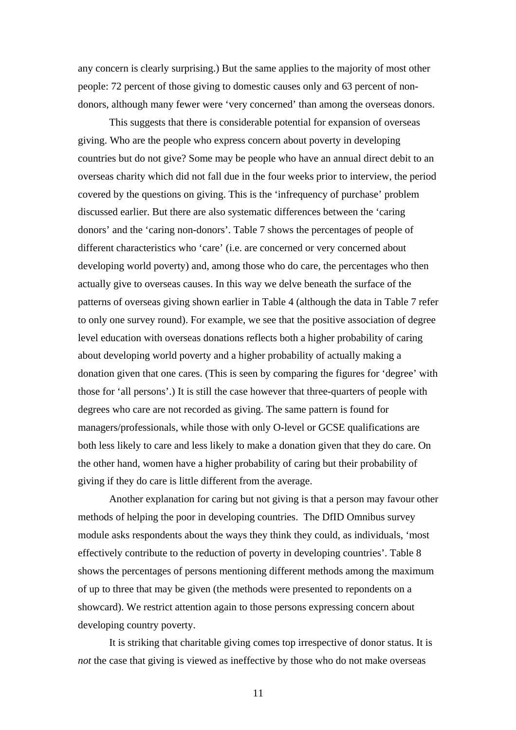any concern is clearly surprising.) But the same applies to the majority of most other people: 72 percent of those giving to domestic causes only and 63 percent of non-donors, although many fewer were 'very concerned' than among the overseas donors.

This suggests that there is considerable potential for expansion of overseas giving. Who are the people who express concern about poverty in developing countries but do not give? Some may be people who have an annual direct debit to an overseas charity which did not fall due in the four weeks prior to interview, the period covered by the questions on giving. This is the 'infrequency of purchase' problem discussed earlier. But there are also systematic differences between the 'caring donors' and the 'caring non-donors'. Table 7 shows the percentages of people of different characteristics who 'care' (i.e. are concerned or very concerned about developing world poverty) and, among those who do care, the percentages who then actually give to overseas causes. In this way we delve beneath the surface of the patterns of overseas giving shown earlier in Table 4 (although the data in Table 7 refer to only one survey round). For example, we see that the positive association of degree level education with overseas donations reflects both a higher probability of caring about developing world poverty and a higher probability of actually making a donation given that one cares. (This is seen by comparing the figures for 'degree' with those for 'all persons'.) It is still the case however that three-quarters of people with degrees who care are not recorded as giving. The same pattern is found for managers/professionals, while those with only O-level or GCSE qualifications are both less likely to care and less likely to make a donation given that they do care. On the other hand, women have a higher probability of caring but their probability of giving if they do care is little different from the average.

Another explanation for caring but not giving is that a person may favour other methods of helping the poor in developing countries. The DfID Omnibus survey module asks respondents about the ways they think they could, as individuals, 'most effectively contribute to the reduction of poverty in developing countries'. Table 8 shows the percentages of persons mentioning different methods among the maximum of up to three that may be given (the methods were presented to repondents on a showcard). We restrict attention again to those persons expressing concern about developing country poverty.

It is striking that charitable giving comes top irrespective of donor status. It is *not* the case that giving is viewed as ineffective by those who do not make overseas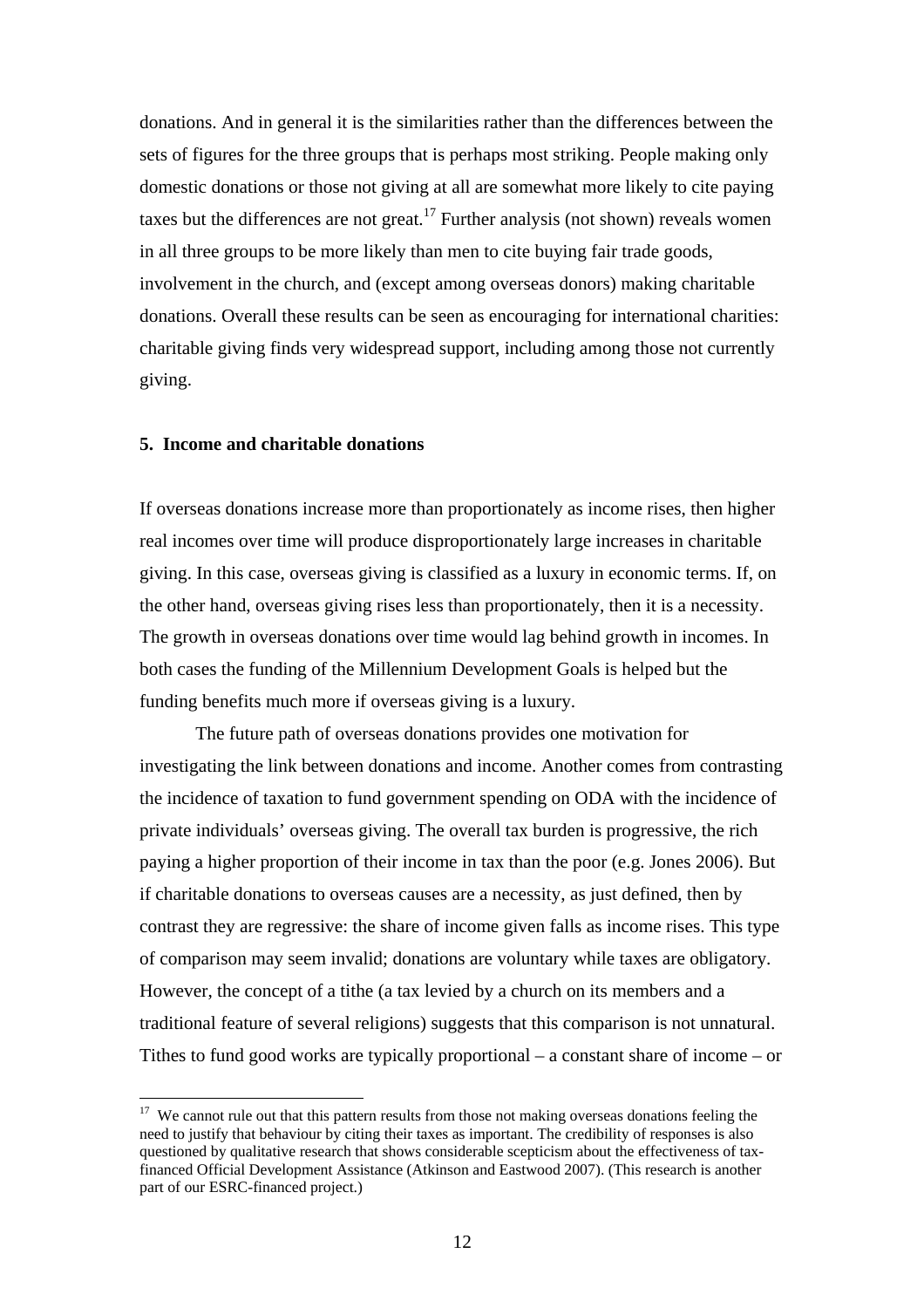donations. And in general it is the similarities rather than the differences between the sets of figures for the three groups that is perhaps most striking. People making only domestic donations or those not giving at all are somewhat more likely to cite paying taxes but the differences are not great.[17] Further analysis (not shown) reveals women in all three groups to be more likely than men to cite buying fair trade goods, involvement in the church, and (except among overseas donors) making charitable donations. Overall these results can be seen as encouraging for international charities: charitable giving finds very widespread support, including among those not currently giving.

## 5. Income and charitable donations

If overseas donations increase more than proportionately as income rises, then higher real incomes over time will produce disproportionately large increases in charitable giving. In this case, overseas giving is classified as a luxury in economic terms. If, on the other hand, overseas giving rises less than proportionately, then it is a necessity. The growth in overseas donations over time would lag behind growth in incomes. In both cases the funding of the Millennium Development Goals is helped but the funding benefits much more if overseas giving is a luxury.

The future path of overseas donations provides one motivation for investigating the link between donations and income. Another comes from contrasting the incidence of taxation to fund government spending on ODA with the incidence of private individuals' overseas giving. The overall tax burden is progressive, the rich paying a higher proportion of their income in tax than the poor (e.g. Jones 2006). But if charitable donations to overseas causes are a necessity, as just defined, then by contrast they are regressive: the share of income given falls as income rises. This type of comparison may seem invalid; donations are voluntary while taxes are obligatory. However, the concept of a tithe (a tax levied by a church on its members and a traditional feature of several religions) suggests that this comparison is not unnatural. Tithes to fund good works are typically proportional – a constant share of income – or

[17] We cannot rule out that this pattern results from those not making overseas donations feeling the need to justify that behaviour by citing their taxes as important. The credibility of responses is also questioned by qualitative research that shows considerable scepticism about the effectiveness of tax-financed Official Development Assistance (Atkinson and Eastwood 2007). (This research is another part of our ESRC-financed project.)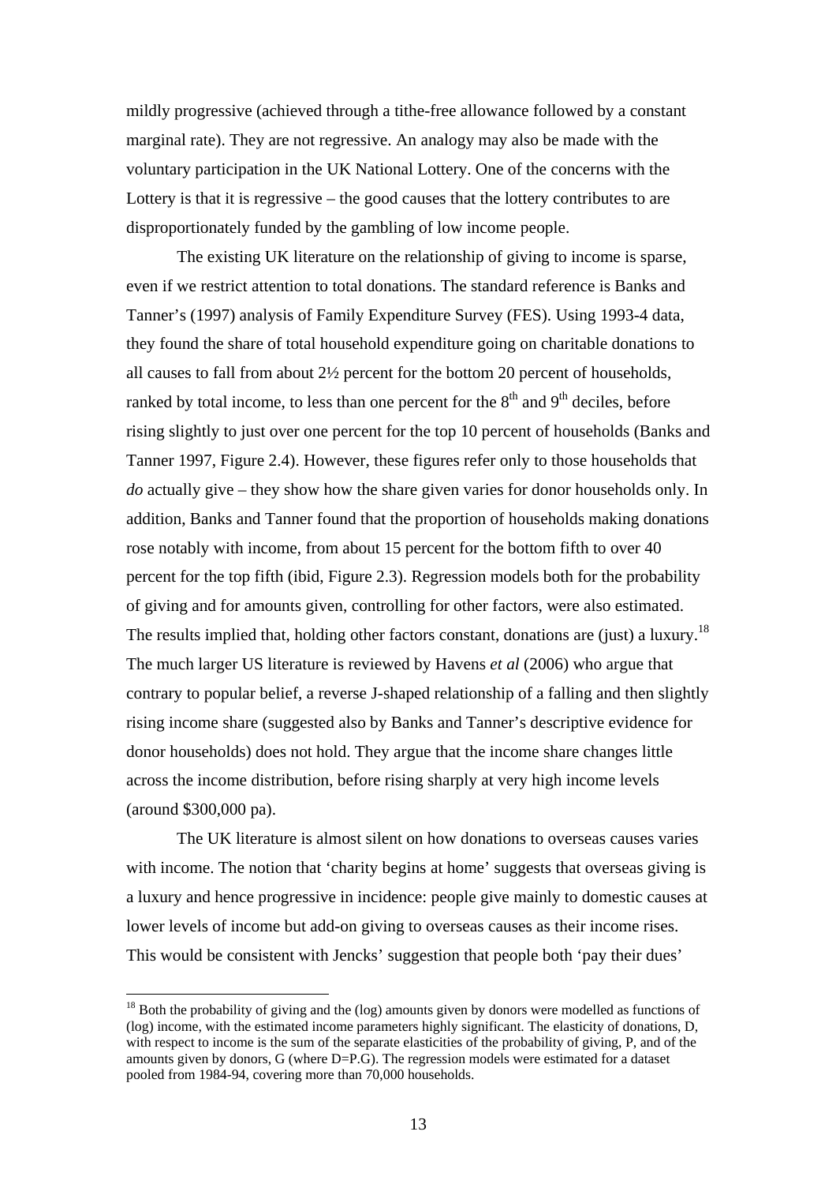mildly progressive (achieved through a tithe-free allowance followed by a constant marginal rate). They are not regressive. An analogy may also be made with the voluntary participation in the UK National Lottery. One of the concerns with the Lottery is that it is regressive – the good causes that the lottery contributes to are disproportionately funded by the gambling of low income people.

The existing UK literature on the relationship of giving to income is sparse, even if we restrict attention to total donations. The standard reference is Banks and Tanner's (1997) analysis of Family Expenditure Survey (FES). Using 1993-4 data, they found the share of total household expenditure going on charitable donations to all causes to fall from about 2½ percent for the bottom 20 percent of households, ranked by total income, to less than one percent for the 8th and 9th deciles, before rising slightly to just over one percent for the top 10 percent of households (Banks and Tanner 1997, Figure 2.4). However, these figures refer only to those households that *do* actually give – they show how the share given varies for donor households only. In addition, Banks and Tanner found that the proportion of households making donations rose notably with income, from about 15 percent for the bottom fifth to over 40 percent for the top fifth (ibid, Figure 2.3). Regression models both for the probability of giving and for amounts given, controlling for other factors, were also estimated. The results implied that, holding other factors constant, donations are (just) a luxury.[18] The much larger US literature is reviewed by Havens *et al* (2006) who argue that contrary to popular belief, a reverse J-shaped relationship of a falling and then slightly rising income share (suggested also by Banks and Tanner's descriptive evidence for donor households) does not hold. They argue that the income share changes little across the income distribution, before rising sharply at very high income levels (around $300,000 pa).

The UK literature is almost silent on how donations to overseas causes varies with income. The notion that 'charity begins at home' suggests that overseas giving is a luxury and hence progressive in incidence: people give mainly to domestic causes at lower levels of income but add-on giving to overseas causes as their income rises. This would be consistent with Jencks' suggestion that people both 'pay their dues'

---

[18] Both the probability of giving and the (log) amounts given by donors were modelled as functions of (log) income, with the estimated income parameters highly significant. The elasticity of donations, D, with respect to income is the sum of the separate elasticities of the probability of giving, P, and of the amounts given by donors, G (where D=P.G). The regression models were estimated for a dataset pooled from 1984-94, covering more than 70,000 households.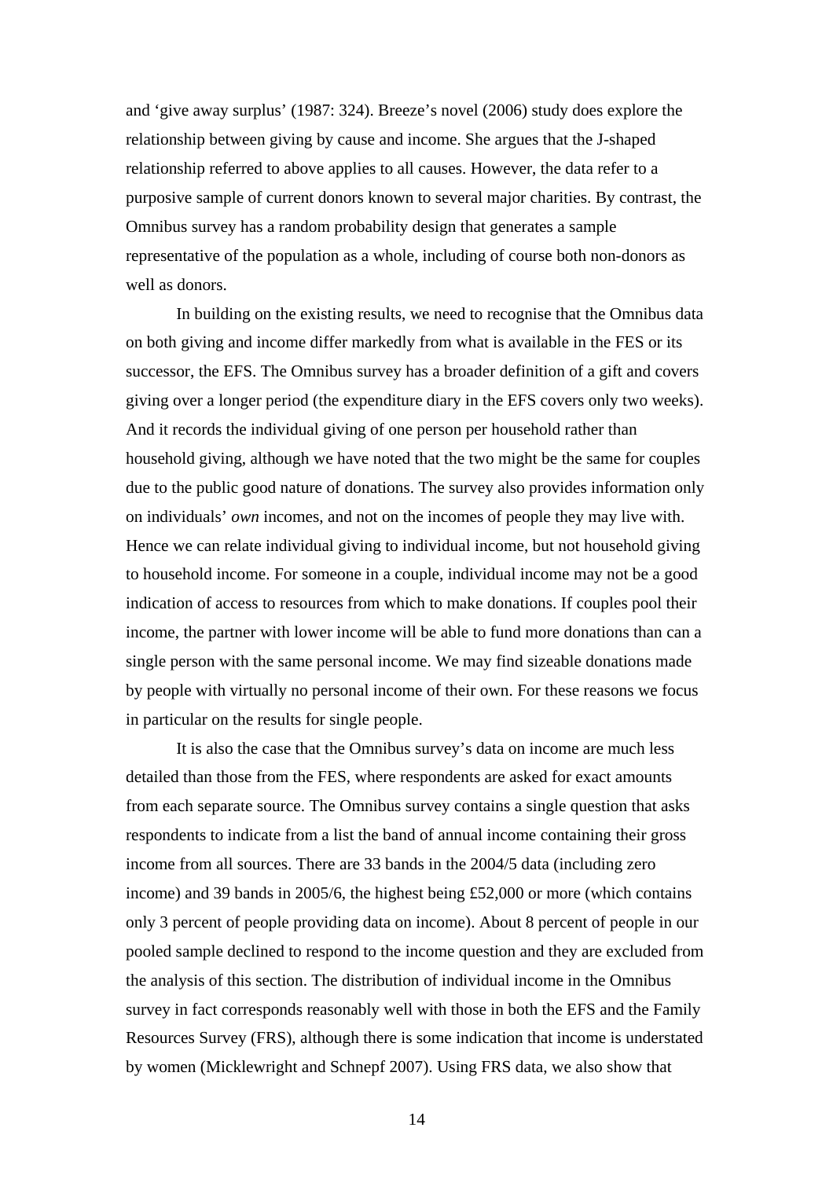and 'give away surplus' (1987: 324). Breeze's novel (2006) study does explore the relationship between giving by cause and income. She argues that the J-shaped relationship referred to above applies to all causes. However, the data refer to a purposive sample of current donors known to several major charities. By contrast, the Omnibus survey has a random probability design that generates a sample representative of the population as a whole, including of course both non-donors as well as donors.

In building on the existing results, we need to recognise that the Omnibus data on both giving and income differ markedly from what is available in the FES or its successor, the EFS. The Omnibus survey has a broader definition of a gift and covers giving over a longer period (the expenditure diary in the EFS covers only two weeks). And it records the individual giving of one person per household rather than household giving, although we have noted that the two might be the same for couples due to the public good nature of donations. The survey also provides information only on individuals' *own* incomes, and not on the incomes of people they may live with. Hence we can relate individual giving to individual income, but not household giving to household income. For someone in a couple, individual income may not be a good indication of access to resources from which to make donations. If couples pool their income, the partner with lower income will be able to fund more donations than can a single person with the same personal income. We may find sizeable donations made by people with virtually no personal income of their own. For these reasons we focus in particular on the results for single people.

It is also the case that the Omnibus survey's data on income are much less detailed than those from the FES, where respondents are asked for exact amounts from each separate source. The Omnibus survey contains a single question that asks respondents to indicate from a list the band of annual income containing their gross income from all sources. There are 33 bands in the 2004/5 data (including zero income) and 39 bands in 2005/6, the highest being £52,000 or more (which contains only 3 percent of people providing data on income). About 8 percent of people in our pooled sample declined to respond to the income question and they are excluded from the analysis of this section. The distribution of individual income in the Omnibus survey in fact corresponds reasonably well with those in both the EFS and the Family Resources Survey (FRS), although there is some indication that income is understated by women (Micklewright and Schnepf 2007). Using FRS data, we also show that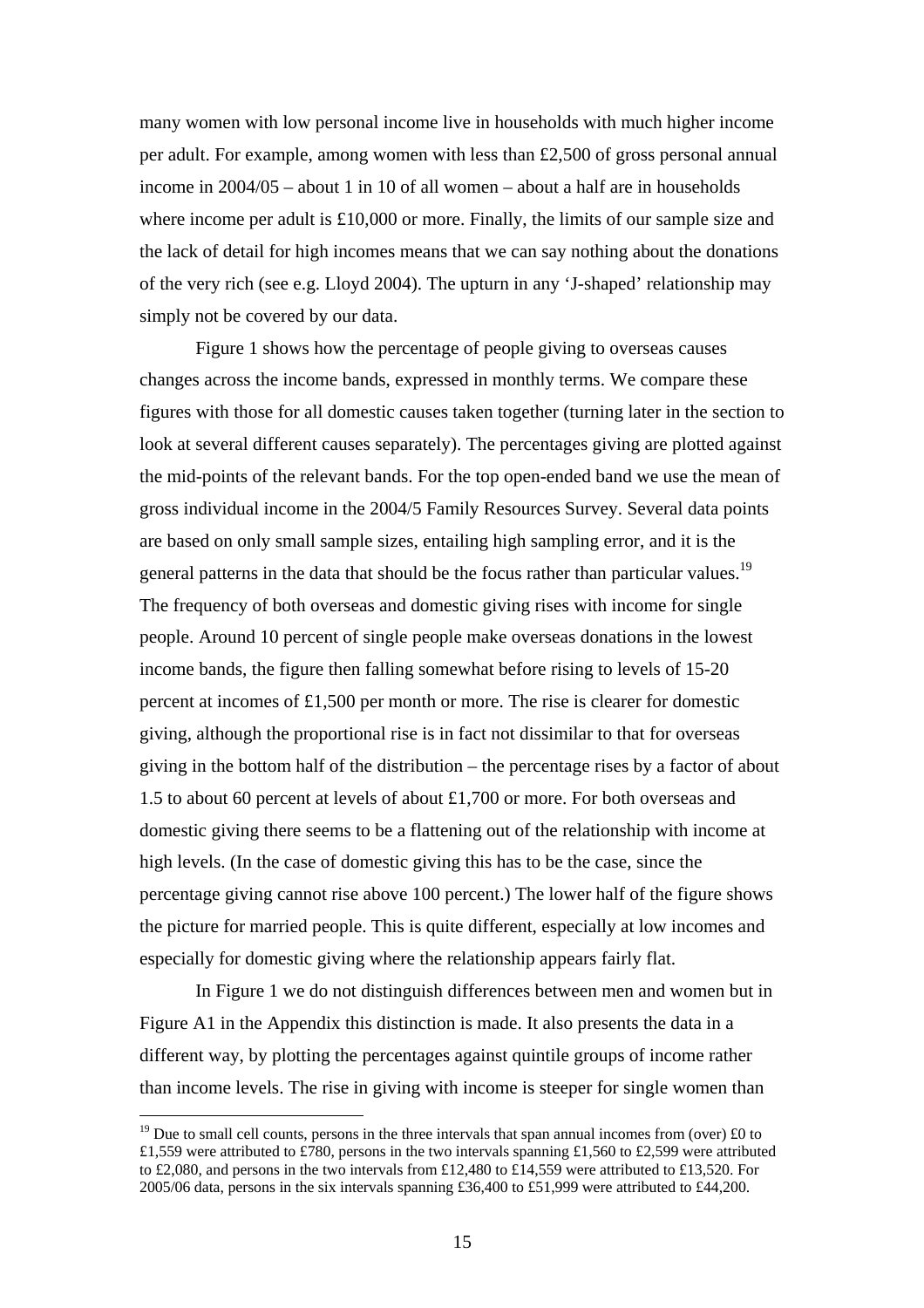many women with low personal income live in households with much higher income per adult. For example, among women with less than £2,500 of gross personal annual income in 2004/05 – about 1 in 10 of all women – about a half are in households where income per adult is £10,000 or more. Finally, the limits of our sample size and the lack of detail for high incomes means that we can say nothing about the donations of the very rich (see e.g. Lloyd 2004). The upturn in any 'J-shaped' relationship may simply not be covered by our data.

Figure 1 shows how the percentage of people giving to overseas causes changes across the income bands, expressed in monthly terms. We compare these figures with those for all domestic causes taken together (turning later in the section to look at several different causes separately). The percentages giving are plotted against the mid-points of the relevant bands. For the top open-ended band we use the mean of gross individual income in the 2004/5 Family Resources Survey. Several data points are based on only small sample sizes, entailing high sampling error, and it is the general patterns in the data that should be the focus rather than particular values.[19] The frequency of both overseas and domestic giving rises with income for single people. Around 10 percent of single people make overseas donations in the lowest income bands, the figure then falling somewhat before rising to levels of 15-20 percent at incomes of £1,500 per month or more. The rise is clearer for domestic giving, although the proportional rise is in fact not dissimilar to that for overseas giving in the bottom half of the distribution – the percentage rises by a factor of about 1.5 to about 60 percent at levels of about £1,700 or more. For both overseas and domestic giving there seems to be a flattening out of the relationship with income at high levels. (In the case of domestic giving this has to be the case, since the percentage giving cannot rise above 100 percent.) The lower half of the figure shows the picture for married people. This is quite different, especially at low incomes and especially for domestic giving where the relationship appears fairly flat.

In Figure 1 we do not distinguish differences between men and women but in Figure A1 in the Appendix this distinction is made. It also presents the data in a different way, by plotting the percentages against quintile groups of income rather than income levels. The rise in giving with income is steeper for single women than

---

[19] Due to small cell counts, persons in the three intervals that span annual incomes from (over) £0 to £1,559 were attributed to £780, persons in the two intervals spanning £1,560 to £2,599 were attributed to £2,080, and persons in the two intervals from £12,480 to £14,559 were attributed to £13,520. For 2005/06 data, persons in the six intervals spanning £36,400 to £51,999 were attributed to £44,200.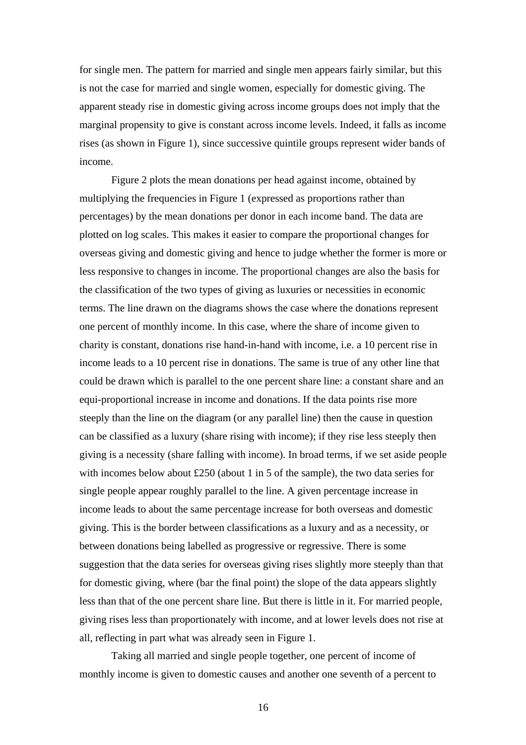for single men. The pattern for married and single men appears fairly similar, but this is not the case for married and single women, especially for domestic giving. The apparent steady rise in domestic giving across income groups does not imply that the marginal propensity to give is constant across income levels. Indeed, it falls as income rises (as shown in Figure 1), since successive quintile groups represent wider bands of income.

Figure 2 plots the mean donations per head against income, obtained by multiplying the frequencies in Figure 1 (expressed as proportions rather than percentages) by the mean donations per donor in each income band. The data are plotted on log scales. This makes it easier to compare the proportional changes for overseas giving and domestic giving and hence to judge whether the former is more or less responsive to changes in income. The proportional changes are also the basis for the classification of the two types of giving as luxuries or necessities in economic terms. The line drawn on the diagrams shows the case where the donations represent one percent of monthly income. In this case, where the share of income given to charity is constant, donations rise hand-in-hand with income, i.e. a 10 percent rise in income leads to a 10 percent rise in donations. The same is true of any other line that could be drawn which is parallel to the one percent share line: a constant share and an equi-proportional increase in income and donations. If the data points rise more steeply than the line on the diagram (or any parallel line) then the cause in question can be classified as a luxury (share rising with income); if they rise less steeply then giving is a necessity (share falling with income). In broad terms, if we set aside people with incomes below about £250 (about 1 in 5 of the sample), the two data series for single people appear roughly parallel to the line. A given percentage increase in income leads to about the same percentage increase for both overseas and domestic giving. This is the border between classifications as a luxury and as a necessity, or between donations being labelled as progressive or regressive. There is some suggestion that the data series for overseas giving rises slightly more steeply than that for domestic giving, where (bar the final point) the slope of the data appears slightly less than that of the one percent share line. But there is little in it. For married people, giving rises less than proportionately with income, and at lower levels does not rise at all, reflecting in part what was already seen in Figure 1.

Taking all married and single people together, one percent of income of monthly income is given to domestic causes and another one seventh of a percent to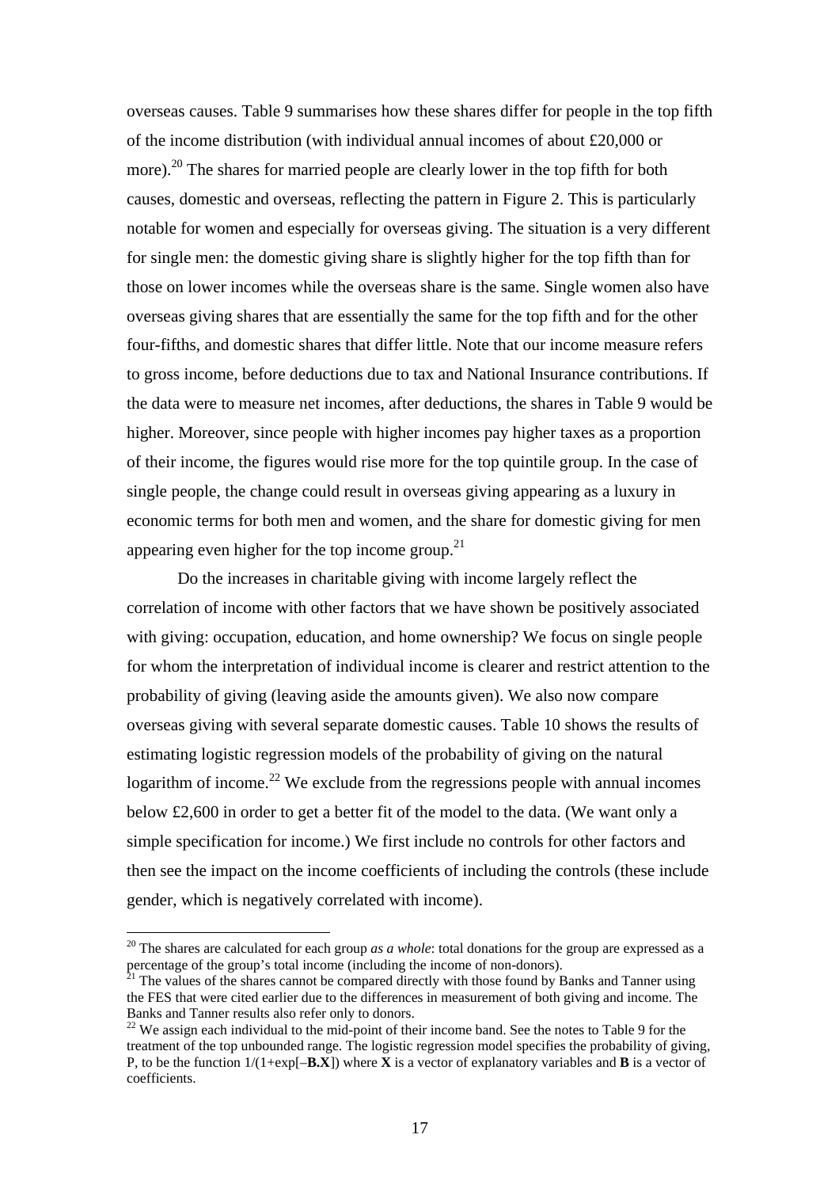overseas causes. Table 9 summarises how these shares differ for people in the top fifth of the income distribution (with individual annual incomes of about £20,000 or more).[20] The shares for married people are clearly lower in the top fifth for both causes, domestic and overseas, reflecting the pattern in Figure 2. This is particularly notable for women and especially for overseas giving. The situation is a very different for single men: the domestic giving share is slightly higher for the top fifth than for those on lower incomes while the overseas share is the same. Single women also have overseas giving shares that are essentially the same for the top fifth and for the other four-fifths, and domestic shares that differ little. Note that our income measure refers to gross income, before deductions due to tax and National Insurance contributions. If the data were to measure net incomes, after deductions, the shares in Table 9 would be higher. Moreover, since people with higher incomes pay higher taxes as a proportion of their income, the figures would rise more for the top quintile group. In the case of single people, the change could result in overseas giving appearing as a luxury in economic terms for both men and women, and the share for domestic giving for men appearing even higher for the top income group.[21]

Do the increases in charitable giving with income largely reflect the correlation of income with other factors that we have shown be positively associated with giving: occupation, education, and home ownership? We focus on single people for whom the interpretation of individual income is clearer and restrict attention to the probability of giving (leaving aside the amounts given). We also now compare overseas giving with several separate domestic causes. Table 10 shows the results of estimating logistic regression models of the probability of giving on the natural logarithm of income.[22] We exclude from the regressions people with annual incomes below £2,600 in order to get a better fit of the model to the data. (We want only a simple specification for income.) We first include no controls for other factors and then see the impact on the income coefficients of including the controls (these include gender, which is negatively correlated with income).

---

[20] The shares are calculated for each group *as a whole*: total donations for the group are expressed as a percentage of the group's total income (including the income of non-donors).

[21] The values of the shares cannot be compared directly with those found by Banks and Tanner using the FES that were cited earlier due to the differences in measurement of both giving and income. The Banks and Tanner results also refer only to donors.

[22] We assign each individual to the mid-point of their income band. See the notes to Table 9 for the treatment of the top unbounded range. The logistic regression model specifies the probability of giving, P, to be the function $1/(1+\exp[-\mathbf{B}.\mathbf{X}])$ where $\mathbf{X}$ is a vector of explanatory variables and $\mathbf{B}$ is a vector of coefficients.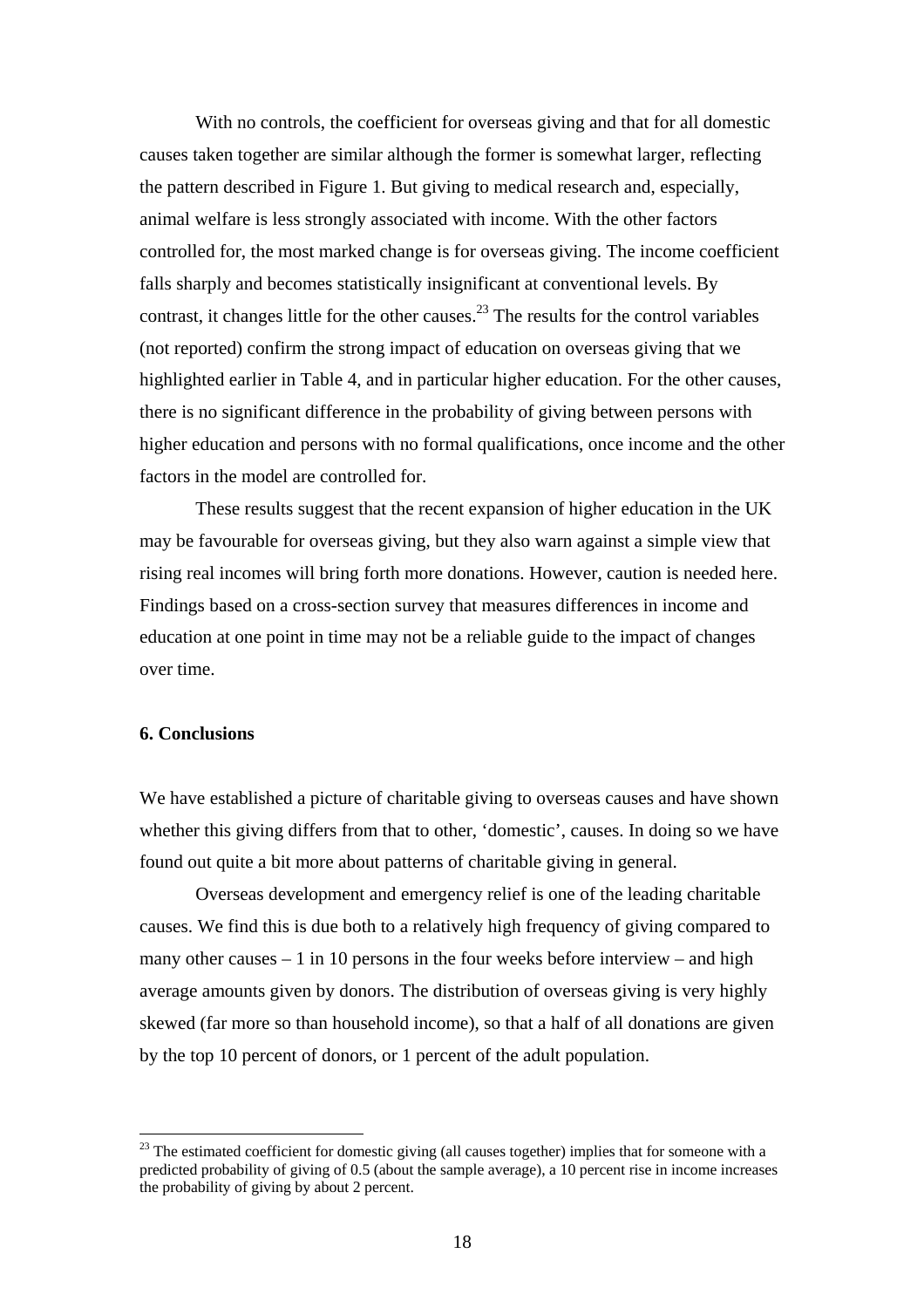With no controls, the coefficient for overseas giving and that for all domestic causes taken together are similar although the former is somewhat larger, reflecting the pattern described in Figure 1. But giving to medical research and, especially, animal welfare is less strongly associated with income. With the other factors controlled for, the most marked change is for overseas giving. The income coefficient falls sharply and becomes statistically insignificant at conventional levels. By contrast, it changes little for the other causes.[23] The results for the control variables (not reported) confirm the strong impact of education on overseas giving that we highlighted earlier in Table 4, and in particular higher education. For the other causes, there is no significant difference in the probability of giving between persons with higher education and persons with no formal qualifications, once income and the other factors in the model are controlled for.

These results suggest that the recent expansion of higher education in the UK may be favourable for overseas giving, but they also warn against a simple view that rising real incomes will bring forth more donations. However, caution is needed here. Findings based on a cross-section survey that measures differences in income and education at one point in time may not be a reliable guide to the impact of changes over time.

## 6. Conclusions

We have established a picture of charitable giving to overseas causes and have shown whether this giving differs from that to other, 'domestic', causes. In doing so we have found out quite a bit more about patterns of charitable giving in general.

Overseas development and emergency relief is one of the leading charitable causes. We find this is due both to a relatively high frequency of giving compared to many other causes – 1 in 10 persons in the four weeks before interview – and high average amounts given by donors. The distribution of overseas giving is very highly skewed (far more so than household income), so that a half of all donations are given by the top 10 percent of donors, or 1 percent of the adult population.

[23] The estimated coefficient for domestic giving (all causes together) implies that for someone with a predicted probability of giving of 0.5 (about the sample average), a 10 percent rise in income increases the probability of giving by about 2 percent.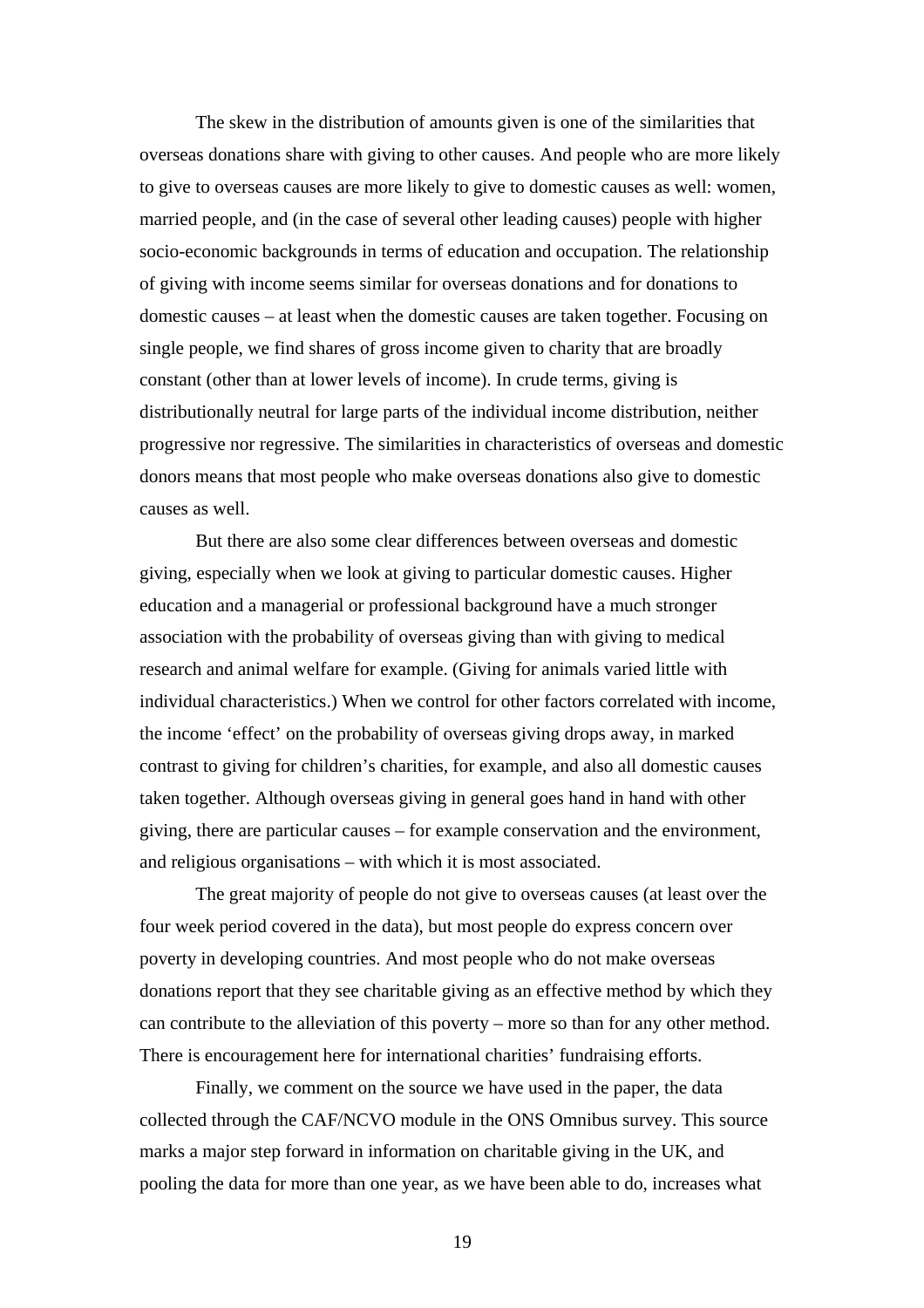The skew in the distribution of amounts given is one of the similarities that overseas donations share with giving to other causes. And people who are more likely to give to overseas causes are more likely to give to domestic causes as well: women, married people, and (in the case of several other leading causes) people with higher socio-economic backgrounds in terms of education and occupation. The relationship of giving with income seems similar for overseas donations and for donations to domestic causes – at least when the domestic causes are taken together. Focusing on single people, we find shares of gross income given to charity that are broadly constant (other than at lower levels of income). In crude terms, giving is distributionally neutral for large parts of the individual income distribution, neither progressive nor regressive. The similarities in characteristics of overseas and domestic donors means that most people who make overseas donations also give to domestic causes as well.

But there are also some clear differences between overseas and domestic giving, especially when we look at giving to particular domestic causes. Higher education and a managerial or professional background have a much stronger association with the probability of overseas giving than with giving to medical research and animal welfare for example. (Giving for animals varied little with individual characteristics.) When we control for other factors correlated with income, the income 'effect' on the probability of overseas giving drops away, in marked contrast to giving for children's charities, for example, and also all domestic causes taken together. Although overseas giving in general goes hand in hand with other giving, there are particular causes – for example conservation and the environment, and religious organisations – with which it is most associated.

The great majority of people do not give to overseas causes (at least over the four week period covered in the data), but most people do express concern over poverty in developing countries. And most people who do not make overseas donations report that they see charitable giving as an effective method by which they can contribute to the alleviation of this poverty – more so than for any other method. There is encouragement here for international charities' fundraising efforts.

Finally, we comment on the source we have used in the paper, the data collected through the CAF/NCVO module in the ONS Omnibus survey. This source marks a major step forward in information on charitable giving in the UK, and pooling the data for more than one year, as we have been able to do, increases what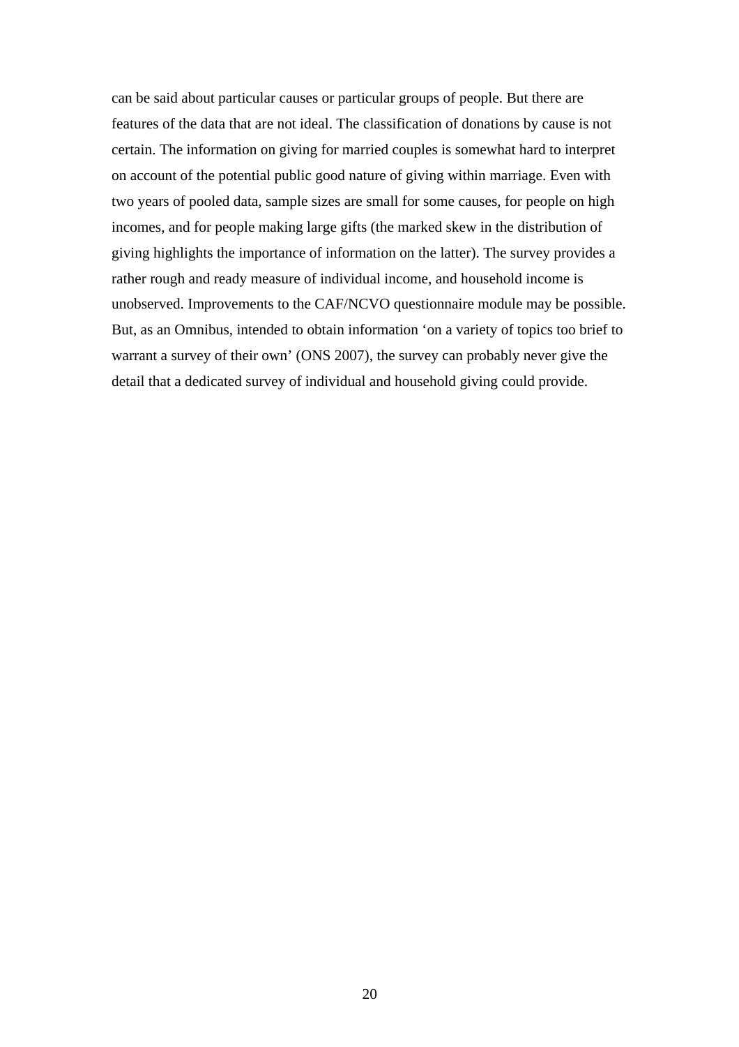can be said about particular causes or particular groups of people. But there are features of the data that are not ideal. The classification of donations by cause is not certain. The information on giving for married couples is somewhat hard to interpret on account of the potential public good nature of giving within marriage. Even with two years of pooled data, sample sizes are small for some causes, for people on high incomes, and for people making large gifts (the marked skew in the distribution of giving highlights the importance of information on the latter). The survey provides a rather rough and ready measure of individual income, and household income is unobserved. Improvements to the CAF/NCVO questionnaire module may be possible. But, as an Omnibus, intended to obtain information 'on a variety of topics too brief to warrant a survey of their own' (ONS 2007), the survey can probably never give the detail that a dedicated survey of individual and household giving could provide.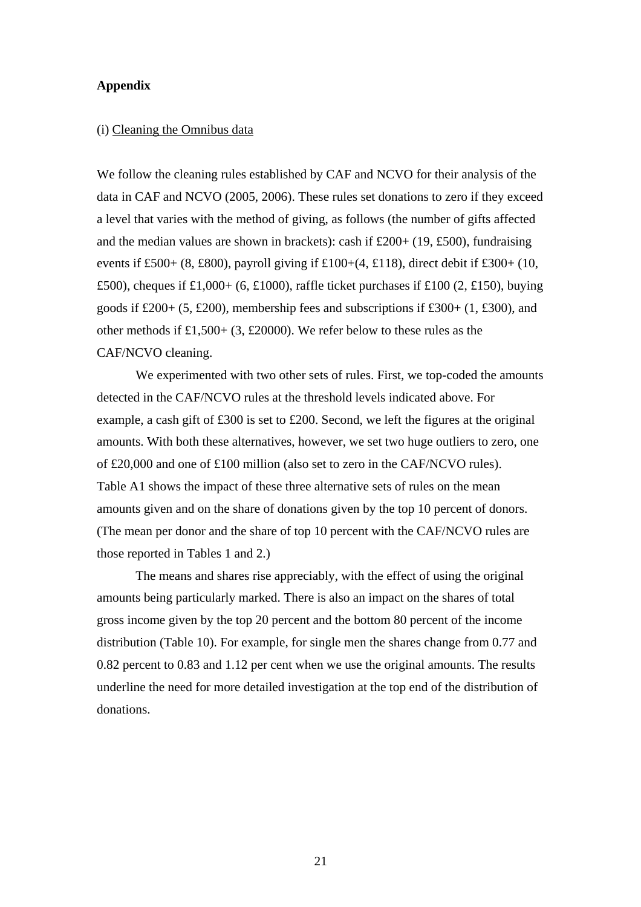## Appendix

(i) Cleaning the Omnibus data

We follow the cleaning rules established by CAF and NCVO for their analysis of the data in CAF and NCVO (2005, 2006). These rules set donations to zero if they exceed a level that varies with the method of giving, as follows (the number of gifts affected and the median values are shown in brackets): cash if £200+ (19, £500), fundraising events if £500+ (8, £800), payroll giving if £100+(4, £118), direct debit if £300+ (10, £500), cheques if £1,000+ (6, £1000), raffle ticket purchases if £100 (2, £150), buying goods if £200+ (5, £200), membership fees and subscriptions if £300+ (1, £300), and other methods if £1,500+ (3, £20000). We refer below to these rules as the CAF/NCVO cleaning.

We experimented with two other sets of rules. First, we top-coded the amounts detected in the CAF/NCVO rules at the threshold levels indicated above. For example, a cash gift of £300 is set to £200. Second, we left the figures at the original amounts. With both these alternatives, however, we set two huge outliers to zero, one of £20,000 and one of £100 million (also set to zero in the CAF/NCVO rules). Table A1 shows the impact of these three alternative sets of rules on the mean amounts given and on the share of donations given by the top 10 percent of donors. (The mean per donor and the share of top 10 percent with the CAF/NCVO rules are those reported in Tables 1 and 2.)

The means and shares rise appreciably, with the effect of using the original amounts being particularly marked. There is also an impact on the shares of total gross income given by the top 20 percent and the bottom 80 percent of the income distribution (Table 10). For example, for single men the shares change from 0.77 and 0.82 percent to 0.83 and 1.12 per cent when we use the original amounts. The results underline the need for more detailed investigation at the top end of the distribution of donations.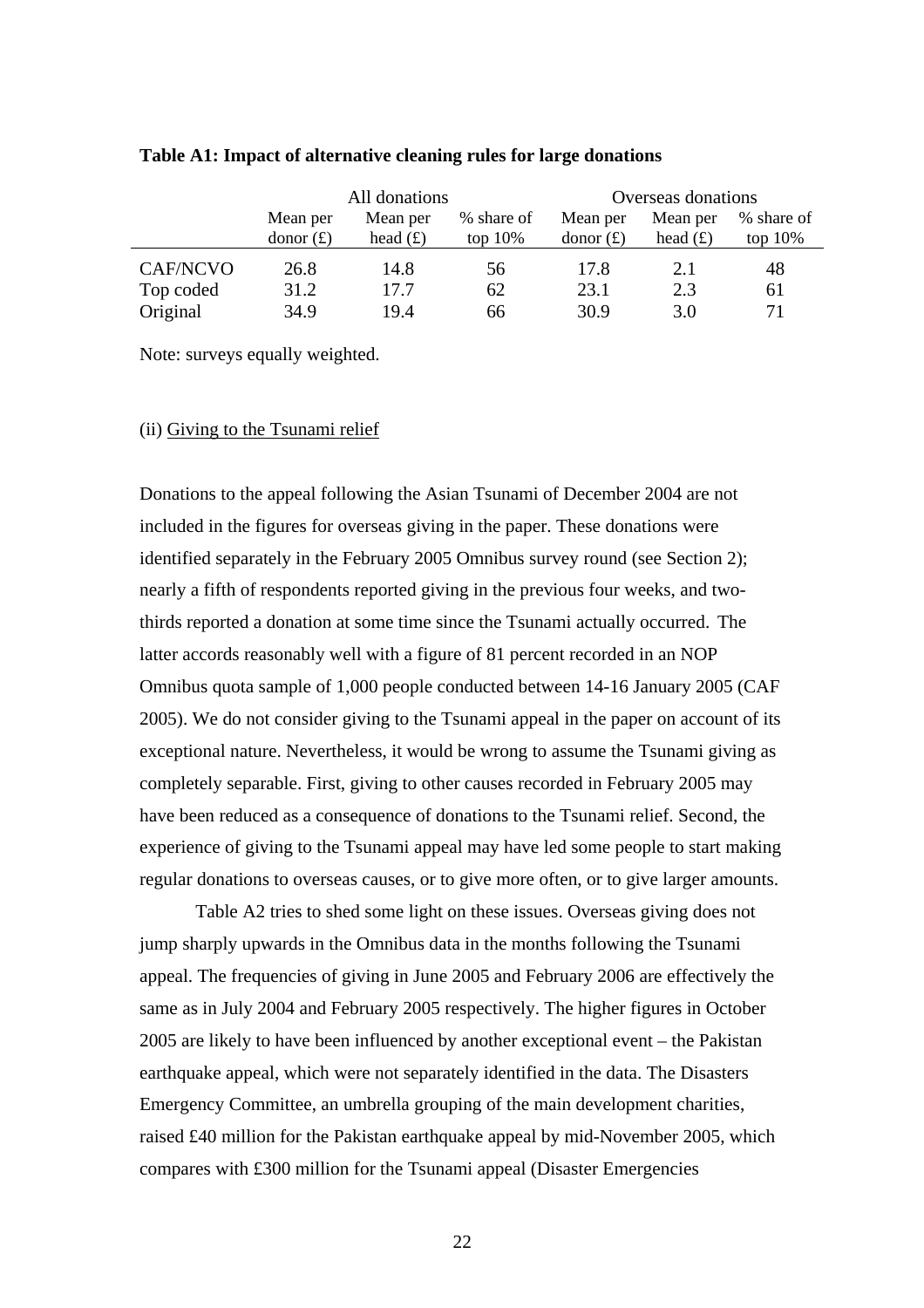**Table A1: Impact of alternative cleaning rules for large donations**

| | All donations | | | Overseas donations | | |
|---|---|---|---|---|---|---|
| | Mean per donor (£) | Mean per head (£) | % share of top 10% | Mean per donor (£) | Mean per head (£) | % share of top 10% |
| CAF/NCVO | 26.8 | 14.8 | 56 | 17.8 | 2.1 | 48 |
| Top coded | 31.2 | 17.7 | 62 | 23.1 | 2.3 | 61 |
| Original | 34.9 | 19.4 | 66 | 30.9 | 3.0 | 71 |

Note: surveys equally weighted.

(ii) Giving to the Tsunami relief

Donations to the appeal following the Asian Tsunami of December 2004 are not included in the figures for overseas giving in the paper. These donations were identified separately in the February 2005 Omnibus survey round (see Section 2); nearly a fifth of respondents reported giving in the previous four weeks, and two-thirds reported a donation at some time since the Tsunami actually occurred. The latter accords reasonably well with a figure of 81 percent recorded in an NOP Omnibus quota sample of 1,000 people conducted between 14-16 January 2005 (CAF 2005). We do not consider giving to the Tsunami appeal in the paper on account of its exceptional nature. Nevertheless, it would be wrong to assume the Tsunami giving as completely separable. First, giving to other causes recorded in February 2005 may have been reduced as a consequence of donations to the Tsunami relief. Second, the experience of giving to the Tsunami appeal may have led some people to start making regular donations to overseas causes, or to give more often, or to give larger amounts.

Table A2 tries to shed some light on these issues. Overseas giving does not jump sharply upwards in the Omnibus data in the months following the Tsunami appeal. The frequencies of giving in June 2005 and February 2006 are effectively the same as in July 2004 and February 2005 respectively. The higher figures in October 2005 are likely to have been influenced by another exceptional event – the Pakistan earthquake appeal, which were not separately identified in the data. The Disasters Emergency Committee, an umbrella grouping of the main development charities, raised £40 million for the Pakistan earthquake appeal by mid-November 2005, which compares with £300 million for the Tsunami appeal (Disaster Emergencies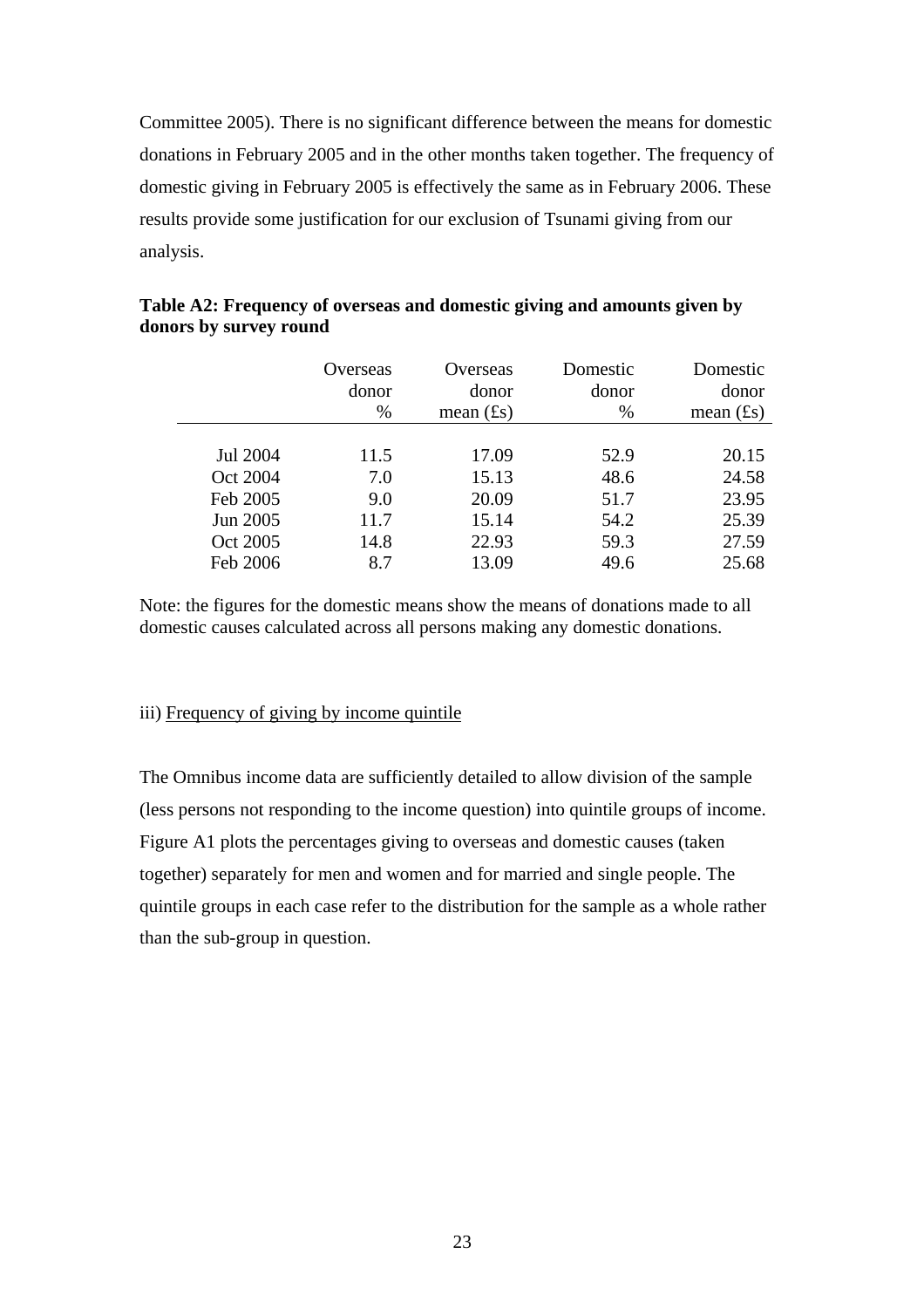Committee 2005). There is no significant difference between the means for domestic donations in February 2005 and in the other months taken together. The frequency of domestic giving in February 2005 is effectively the same as in February 2006. These results provide some justification for our exclusion of Tsunami giving from our analysis.

**Table A2: Frequency of overseas and domestic giving and amounts given by donors by survey round**

| | Overseas donor % | Overseas donor mean (£s) | Domestic donor % | Domestic donor mean (£s) |
|---|---|---|---|---|
| Jul 2004 | 11.5 | 17.09 | 52.9 | 20.15 |
| Oct 2004 | 7.0 | 15.13 | 48.6 | 24.58 |
| Feb 2005 | 9.0 | 20.09 | 51.7 | 23.95 |
| Jun 2005 | 11.7 | 15.14 | 54.2 | 25.39 |
| Oct 2005 | 14.8 | 22.93 | 59.3 | 27.59 |
| Feb 2006 | 8.7 | 13.09 | 49.6 | 25.68 |

Note: the figures for the domestic means show the means of donations made to all domestic causes calculated across all persons making any domestic donations.

iii) Frequency of giving by income quintile

The Omnibus income data are sufficiently detailed to allow division of the sample (less persons not responding to the income question) into quintile groups of income. Figure A1 plots the percentages giving to overseas and domestic causes (taken together) separately for men and women and for married and single people. The quintile groups in each case refer to the distribution for the sample as a whole rather than the sub-group in question.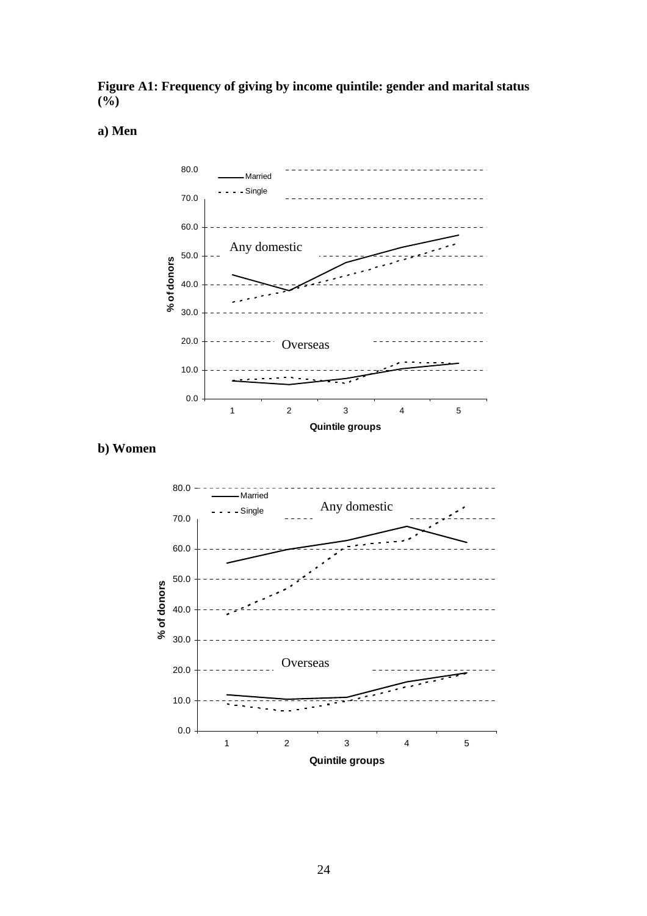**Figure A1: Frequency of giving by income quintile: gender and marital status (%)**

**a) Men**

**b) Women**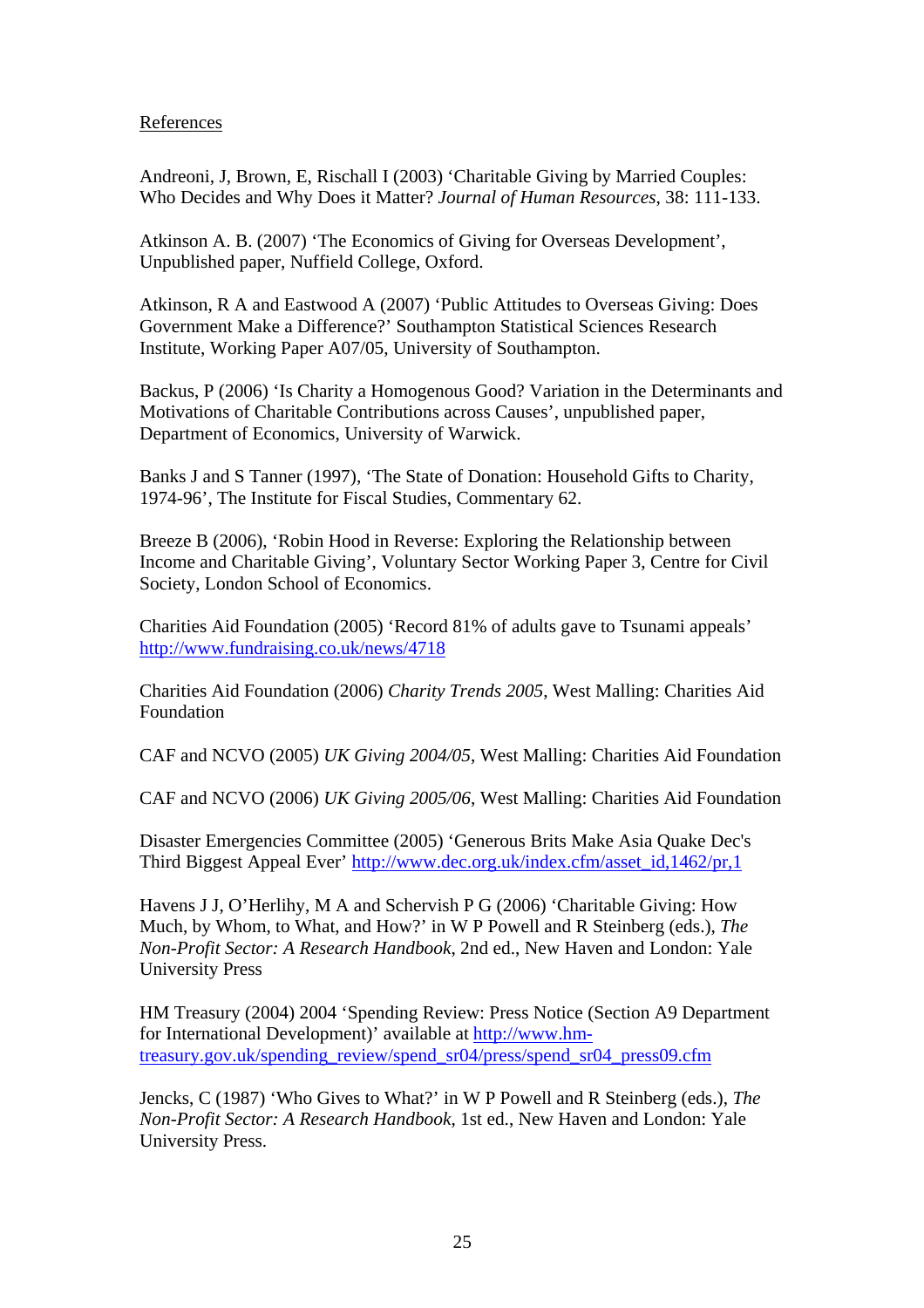References

Andreoni, J, Brown, E, Rischall I (2003) 'Charitable Giving by Married Couples: Who Decides and Why Does it Matter? *Journal of Human Resources*, 38: 111-133.

Atkinson A. B. (2007) 'The Economics of Giving for Overseas Development', Unpublished paper, Nuffield College, Oxford.

Atkinson, R A and Eastwood A (2007) 'Public Attitudes to Overseas Giving: Does Government Make a Difference?' Southampton Statistical Sciences Research Institute, Working Paper A07/05, University of Southampton.

Backus, P (2006) 'Is Charity a Homogenous Good? Variation in the Determinants and Motivations of Charitable Contributions across Causes', unpublished paper, Department of Economics, University of Warwick.

Banks J and S Tanner (1997), 'The State of Donation: Household Gifts to Charity, 1974-96', The Institute for Fiscal Studies, Commentary 62.

Breeze B (2006), 'Robin Hood in Reverse: Exploring the Relationship between Income and Charitable Giving', Voluntary Sector Working Paper 3, Centre for Civil Society, London School of Economics.

Charities Aid Foundation (2005) 'Record 81% of adults gave to Tsunami appeals' http://www.fundraising.co.uk/news/4718

Charities Aid Foundation (2006) *Charity Trends 2005*, West Malling: Charities Aid Foundation

CAF and NCVO (2005) *UK Giving 2004/05*, West Malling: Charities Aid Foundation

CAF and NCVO (2006) *UK Giving 2005/06*, West Malling: Charities Aid Foundation

Disaster Emergencies Committee (2005) 'Generous Brits Make Asia Quake Dec's Third Biggest Appeal Ever' http://www.dec.org.uk/index.cfm/asset_id,1462/pr,1

Havens J J, O'Herlihy, M A and Schervish P G (2006) 'Charitable Giving: How Much, by Whom, to What, and How?' in W P Powell and R Steinberg (eds.), *The Non-Profit Sector: A Research Handbook*, 2nd ed., New Haven and London: Yale University Press

HM Treasury (2004) 2004 'Spending Review: Press Notice (Section A9 Department for International Development)' available at http://www.hm-treasury.gov.uk/spending_review/spend_sr04/press/spend_sr04_press09.cfm

Jencks, C (1987) 'Who Gives to What?' in W P Powell and R Steinberg (eds.), *The Non-Profit Sector: A Research Handbook*, 1st ed., New Haven and London: Yale University Press.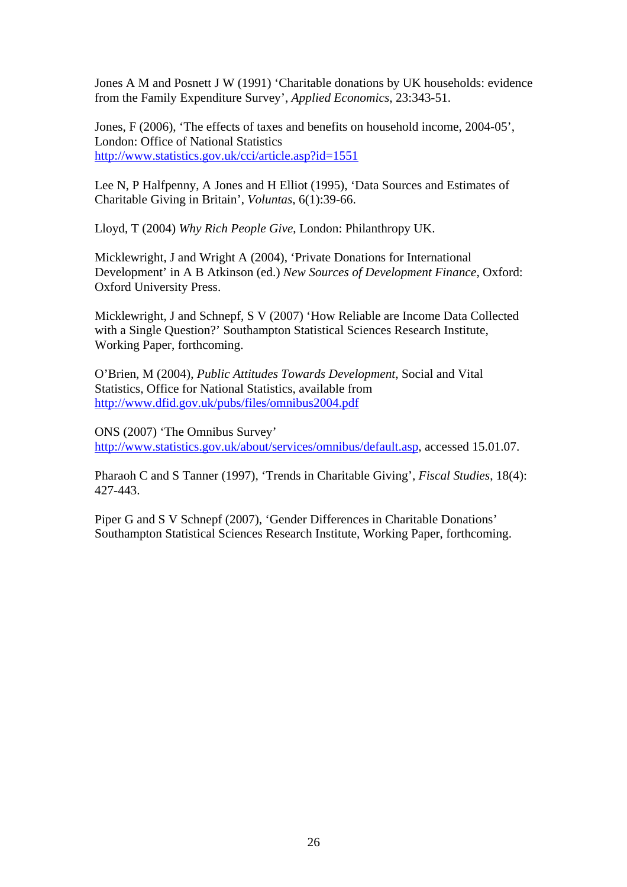Jones A M and Posnett J W (1991) 'Charitable donations by UK households: evidence from the Family Expenditure Survey', *Applied Economics*, 23:343-51.

Jones, F (2006), 'The effects of taxes and benefits on household income, 2004-05', London: Office of National Statistics
http://www.statistics.gov.uk/cci/article.asp?id=1551

Lee N, P Halfpenny, A Jones and H Elliot (1995), 'Data Sources and Estimates of Charitable Giving in Britain', *Voluntas*, 6(1):39-66.

Lloyd, T (2004) *Why Rich People Give*, London: Philanthropy UK.

Micklewright, J and Wright A (2004), 'Private Donations for International Development' in A B Atkinson (ed.) *New Sources of Development Finance*, Oxford: Oxford University Press.

Micklewright, J and Schnepf, S V (2007) 'How Reliable are Income Data Collected with a Single Question?' Southampton Statistical Sciences Research Institute, Working Paper, forthcoming.

O'Brien, M (2004), *Public Attitudes Towards Development*, Social and Vital Statistics, Office for National Statistics, available from
http://www.dfid.gov.uk/pubs/files/omnibus2004.pdf

ONS (2007) 'The Omnibus Survey'
http://www.statistics.gov.uk/about/services/omnibus/default.asp, accessed 15.01.07.

Pharaoh C and S Tanner (1997), 'Trends in Charitable Giving', *Fiscal Studies*, 18(4): 427-443.

Piper G and S V Schnepf (2007), 'Gender Differences in Charitable Donations' Southampton Statistical Sciences Research Institute, Working Paper, forthcoming.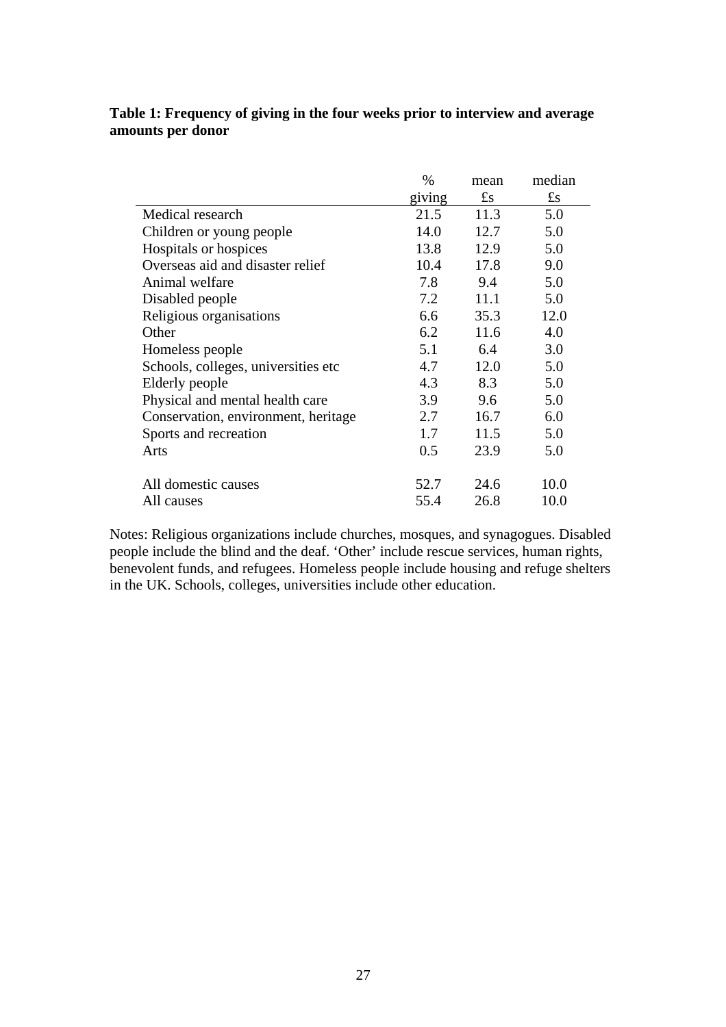**Table 1: Frequency of giving in the four weeks prior to interview and average amounts per donor**

| | % giving | mean £s | median £s |
|---|---|---|---|
| Medical research | 21.5 | 11.3 | 5.0 |
| Children or young people | 14.0 | 12.7 | 5.0 |
| Hospitals or hospices | 13.8 | 12.9 | 5.0 |
| Overseas aid and disaster relief | 10.4 | 17.8 | 9.0 |
| Animal welfare | 7.8 | 9.4 | 5.0 |
| Disabled people | 7.2 | 11.1 | 5.0 |
| Religious organisations | 6.6 | 35.3 | 12.0 |
| Other | 6.2 | 11.6 | 4.0 |
| Homeless people | 5.1 | 6.4 | 3.0 |
| Schools, colleges, universities etc | 4.7 | 12.0 | 5.0 |
| Elderly people | 4.3 | 8.3 | 5.0 |
| Physical and mental health care | 3.9 | 9.6 | 5.0 |
| Conservation, environment, heritage | 2.7 | 16.7 | 6.0 |
| Sports and recreation | 1.7 | 11.5 | 5.0 |
| Arts | 0.5 | 23.9 | 5.0 |
| | | | |
| All domestic causes | 52.7 | 24.6 | 10.0 |
| All causes | 55.4 | 26.8 | 10.0 |

Notes: Religious organizations include churches, mosques, and synagogues. Disabled people include the blind and the deaf. 'Other' include rescue services, human rights, benevolent funds, and refugees. Homeless people include housing and refuge shelters in the UK. Schools, colleges, universities include other education.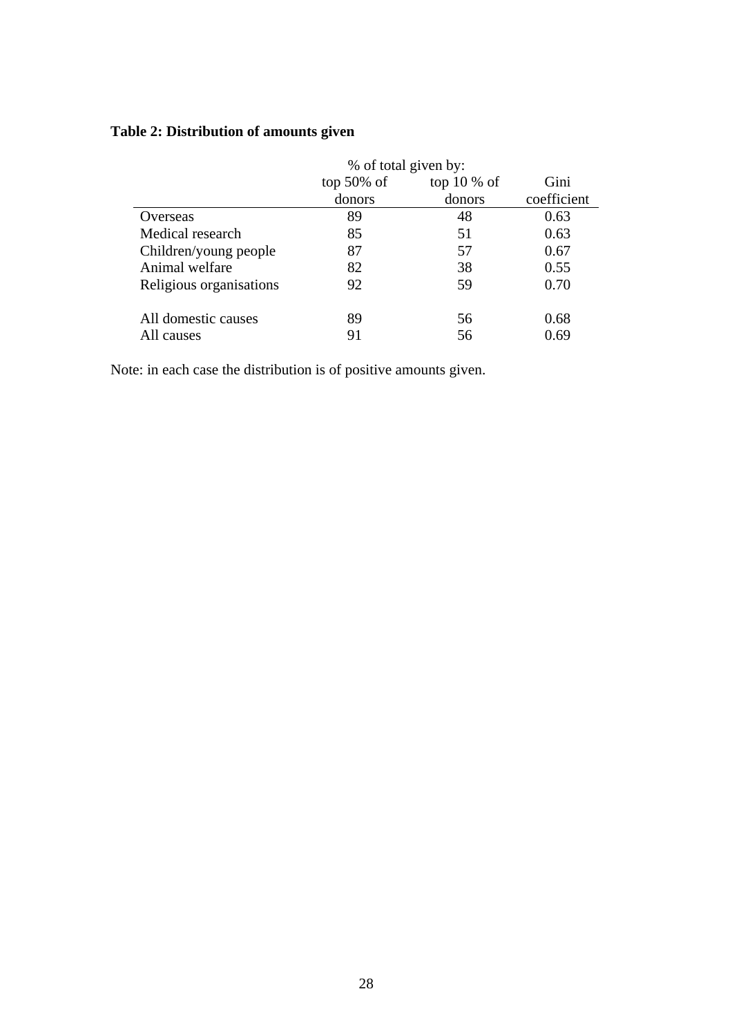**Table 2: Distribution of amounts given**

| | % of total given by: | | |
|---|---|---|---|
| | top 50% of donors | top 10 % of donors | Gini coefficient |
| Overseas | 89 | 48 | 0.63 |
| Medical research | 85 | 51 | 0.63 |
| Children/young people | 87 | 57 | 0.67 |
| Animal welfare | 82 | 38 | 0.55 |
| Religious organisations | 92 | 59 | 0.70 |
| All domestic causes | 89 | 56 | 0.68 |
| All causes | 91 | 56 | 0.69 |

Note: in each case the distribution is of positive amounts given.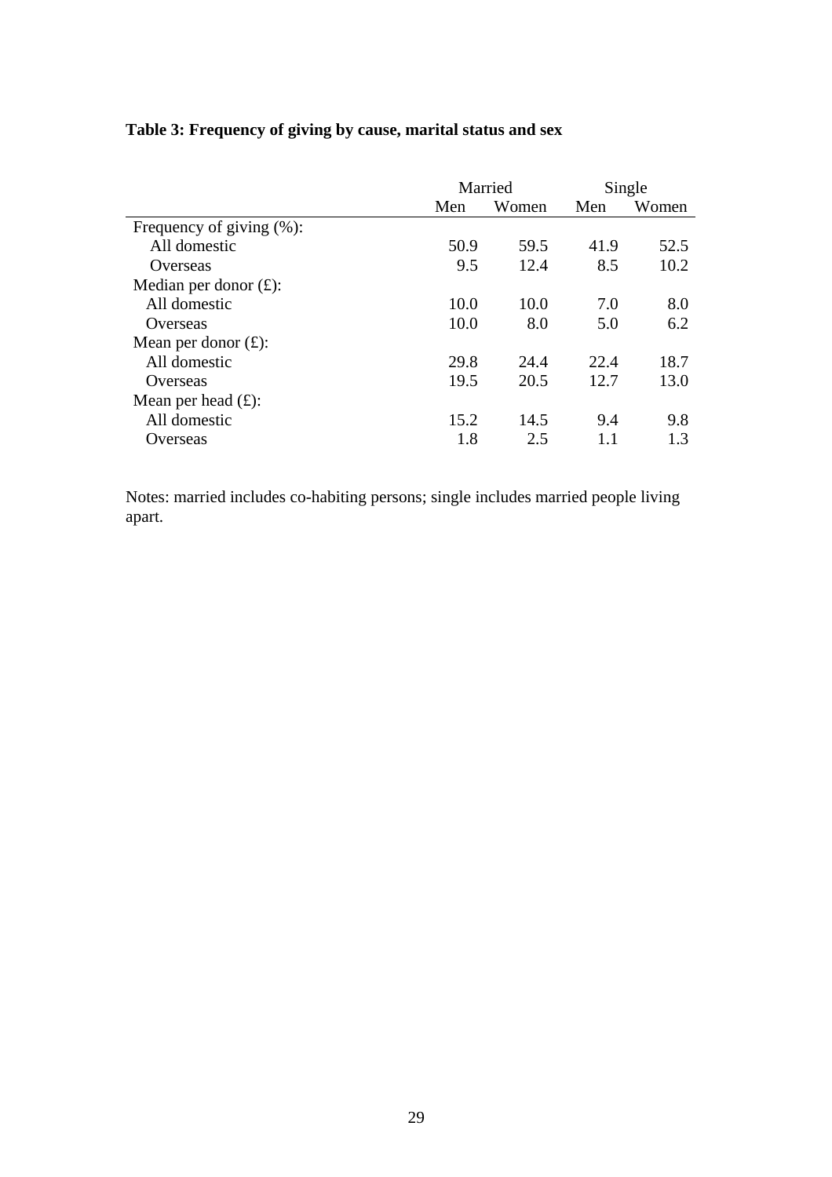**Table 3: Frequency of giving by cause, marital status and sex**

| | Married | | Single | |
|---|---|---|---|---|
| | Men | Women | Men | Women |
| Frequency of giving (%): | | | | |
| All domestic | 50.9 | 59.5 | 41.9 | 52.5 |
| Overseas | 9.5 | 12.4 | 8.5 | 10.2 |
| Median per donor (£): | | | | |
| All domestic | 10.0 | 10.0 | 7.0 | 8.0 |
| Overseas | 10.0 | 8.0 | 5.0 | 6.2 |
| Mean per donor (£): | | | | |
| All domestic | 29.8 | 24.4 | 22.4 | 18.7 |
| Overseas | 19.5 | 20.5 | 12.7 | 13.0 |
| Mean per head (£): | | | | |
| All domestic | 15.2 | 14.5 | 9.4 | 9.8 |
| Overseas | 1.8 | 2.5 | 1.1 | 1.3 |

Notes: married includes co-habiting persons; single includes married people living apart.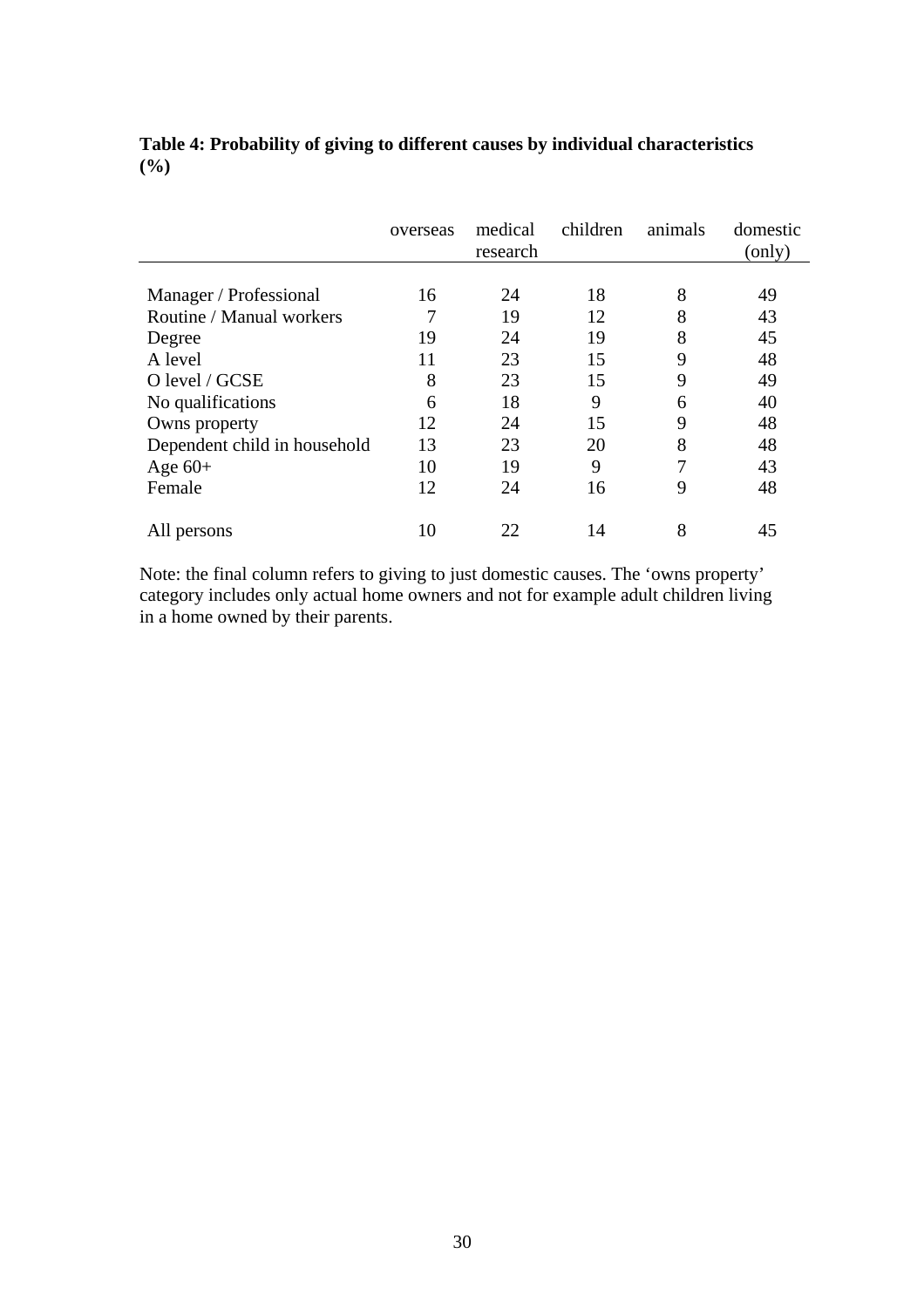**Table 4: Probability of giving to different causes by individual characteristics (%)**

| | overseas | medical research | children | animals | domestic (only) |
|---|---|---|---|---|---|
| Manager / Professional | 16 | 24 | 18 | 8 | 49 |
| Routine / Manual workers | 7 | 19 | 12 | 8 | 43 |
| Degree | 19 | 24 | 19 | 8 | 45 |
| A level | 11 | 23 | 15 | 9 | 48 |
| O level / GCSE | 8 | 23 | 15 | 9 | 49 |
| No qualifications | 6 | 18 | 9 | 6 | 40 |
| Owns property | 12 | 24 | 15 | 9 | 48 |
| Dependent child in household | 13 | 23 | 20 | 8 | 48 |
| Age 60+ | 10 | 19 | 9 | 7 | 43 |
| Female | 12 | 24 | 16 | 9 | 48 |
| All persons | 10 | 22 | 14 | 8 | 45 |

Note: the final column refers to giving to just domestic causes. The 'owns property' category includes only actual home owners and not for example adult children living in a home owned by their parents.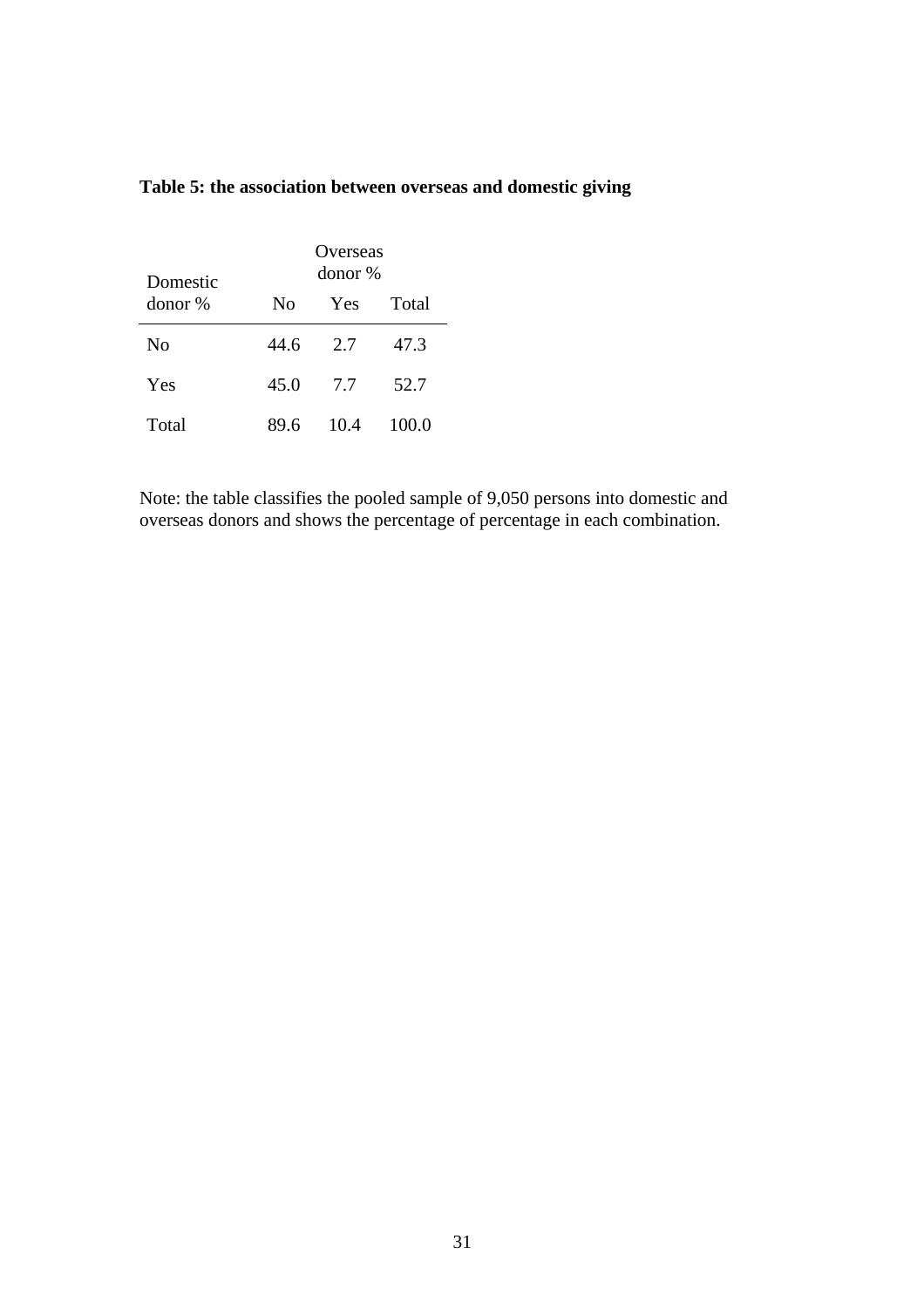**Table 5: the association between overseas and domestic giving**

| Domestic donor % | Overseas donor % | | |
|---|---|---|---|
| | No | Yes | Total |
| No | 44.6 | 2.7 | 47.3 |
| Yes | 45.0 | 7.7 | 52.7 |
| Total | 89.6 | 10.4 | 100.0 |

Note: the table classifies the pooled sample of 9,050 persons into domestic and overseas donors and shows the percentage of percentage in each combination.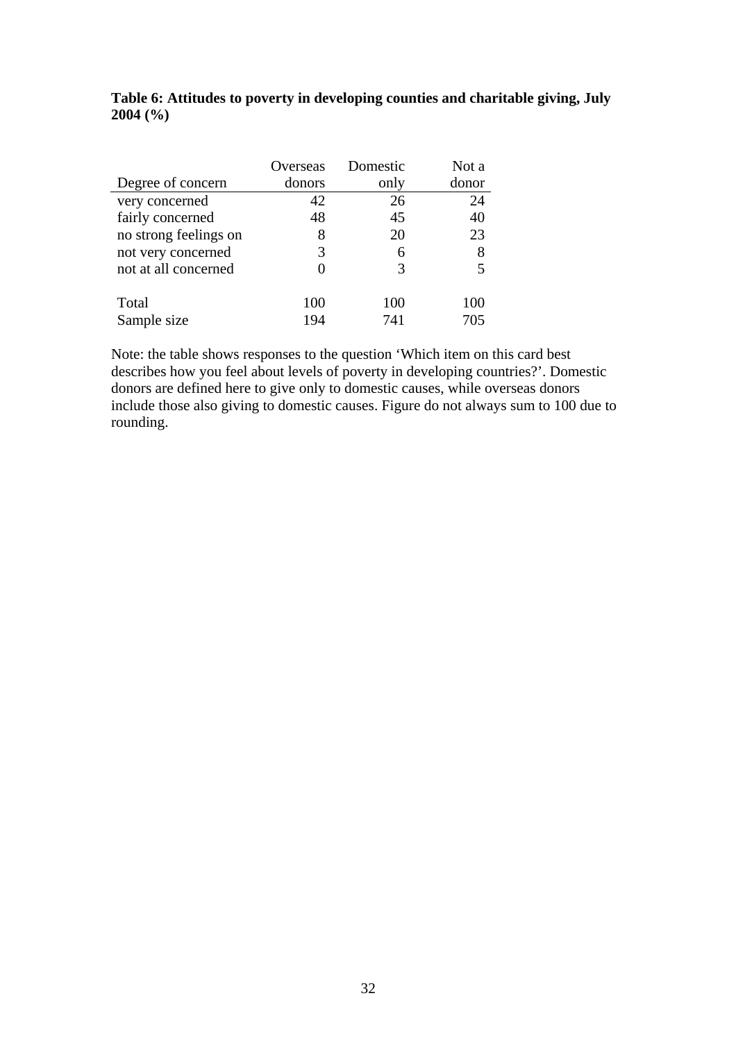**Table 6: Attitudes to poverty in developing counties and charitable giving, July 2004 (%)**

| Degree of concern | Overseas donors | Domestic only | Not a donor |
|---|---|---|---|
| very concerned | 42 | 26 | 24 |
| fairly concerned | 48 | 45 | 40 |
| no strong feelings on | 8 | 20 | 23 |
| not very concerned | 3 | 6 | 8 |
| not at all concerned | 0 | 3 | 5 |
| Total | 100 | 100 | 100 |
| Sample size | 194 | 741 | 705 |

Note: the table shows responses to the question 'Which item on this card best describes how you feel about levels of poverty in developing countries?'. Domestic donors are defined here to give only to domestic causes, while overseas donors include those also giving to domestic causes. Figure do not always sum to 100 due to rounding.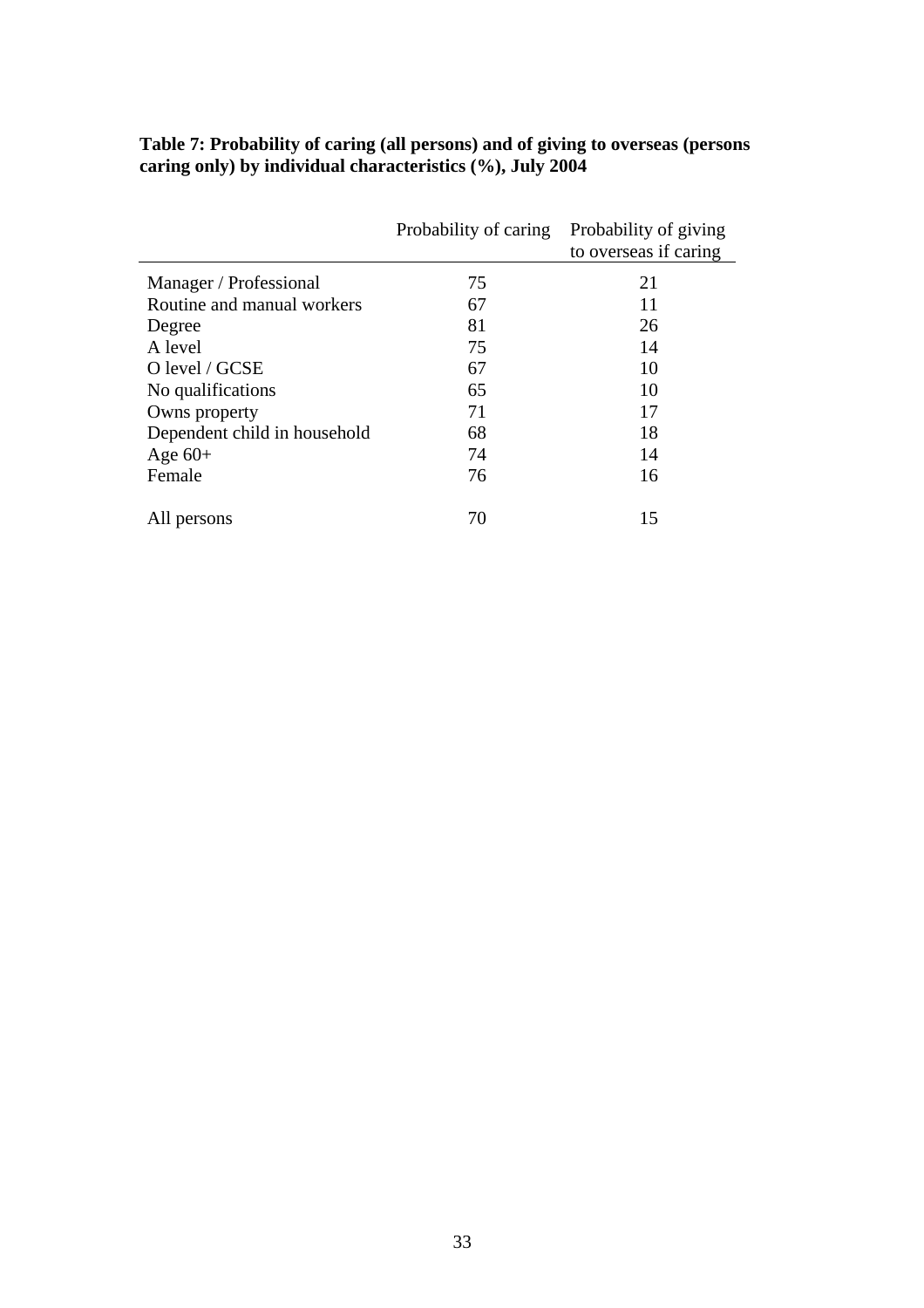**Table 7: Probability of caring (all persons) and of giving to overseas (persons caring only) by individual characteristics (%), July 2004**

| | Probability of caring | Probability of giving to overseas if caring |
|---|---|---|
| Manager / Professional | 75 | 21 |
| Routine and manual workers | 67 | 11 |
| Degree | 81 | 26 |
| A level | 75 | 14 |
| O level / GCSE | 67 | 10 |
| No qualifications | 65 | 10 |
| Owns property | 71 | 17 |
| Dependent child in household | 68 | 18 |
| Age 60+ | 74 | 14 |
| Female | 76 | 16 |
| All persons | 70 | 15 |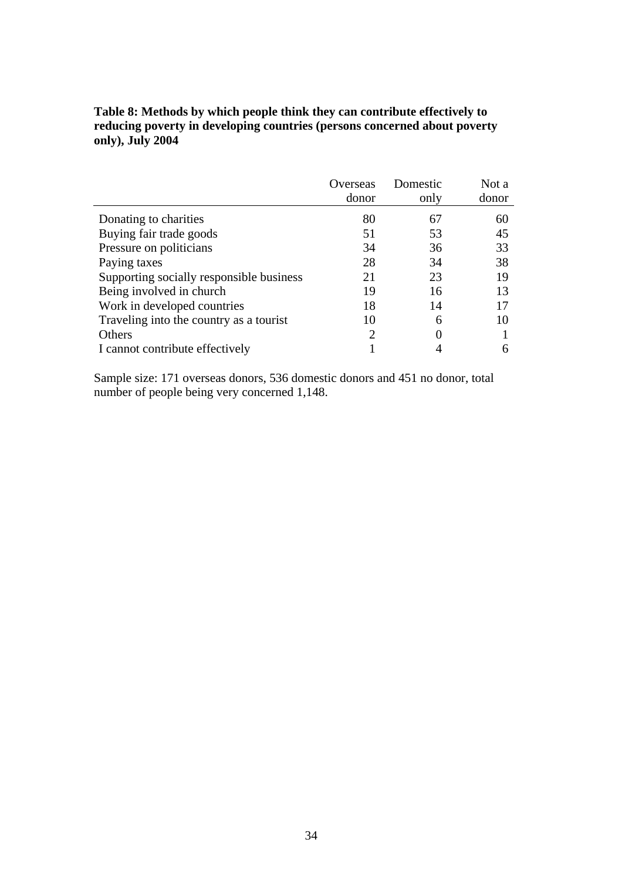**Table 8: Methods by which people think they can contribute effectively to reducing poverty in developing countries (persons concerned about poverty only), July 2004**

| | Overseas donor | Domestic only | Not a donor |
|---|---|---|---|
| Donating to charities | 80 | 67 | 60 |
| Buying fair trade goods | 51 | 53 | 45 |
| Pressure on politicians | 34 | 36 | 33 |
| Paying taxes | 28 | 34 | 38 |
| Supporting socially responsible business | 21 | 23 | 19 |
| Being involved in church | 19 | 16 | 13 |
| Work in developed countries | 18 | 14 | 17 |
| Traveling into the country as a tourist | 10 | 6 | 10 |
| Others | 2 | 0 | 1 |
| I cannot contribute effectively | 1 | 4 | 6 |

Sample size: 171 overseas donors, 536 domestic donors and 451 no donor, total number of people being very concerned 1,148.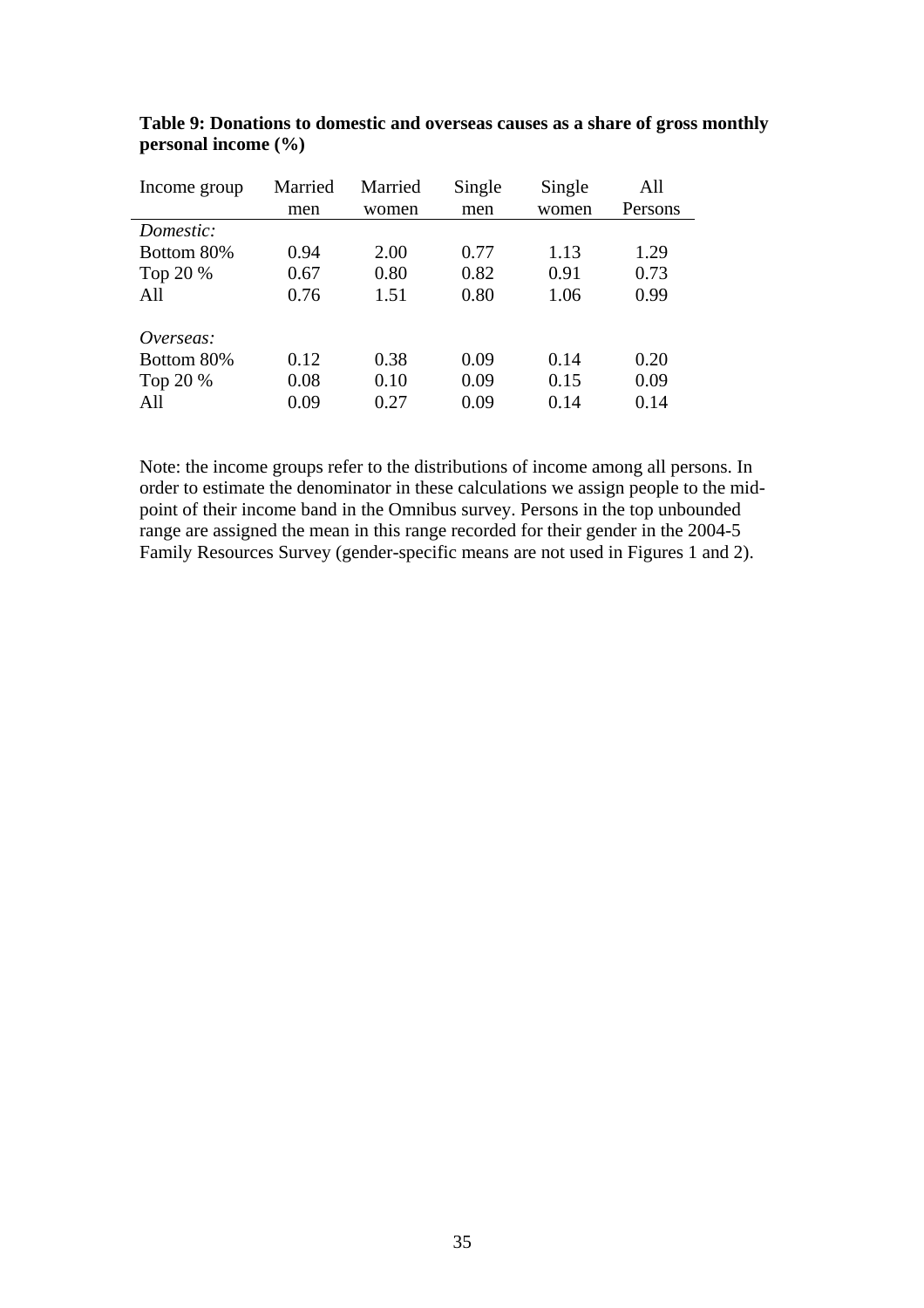**Table 9: Donations to domestic and overseas causes as a share of gross monthly personal income (%)**

| Income group | Married men | Married women | Single men | Single women | All Persons |
|---|---|---|---|---|---|
| *Domestic:* | | | | | |
| Bottom 80% | 0.94 | 2.00 | 0.77 | 1.13 | 1.29 |
| Top 20 % | 0.67 | 0.80 | 0.82 | 0.91 | 0.73 |
| All | 0.76 | 1.51 | 0.80 | 1.06 | 0.99 |
| *Overseas:* | | | | | |
| Bottom 80% | 0.12 | 0.38 | 0.09 | 0.14 | 0.20 |
| Top 20 % | 0.08 | 0.10 | 0.09 | 0.15 | 0.09 |
| All | 0.09 | 0.27 | 0.09 | 0.14 | 0.14 |

Note: the income groups refer to the distributions of income among all persons. In order to estimate the denominator in these calculations we assign people to the mid-point of their income band in the Omnibus survey. Persons in the top unbounded range are assigned the mean in this range recorded for their gender in the 2004-5 Family Resources Survey (gender-specific means are not used in Figures 1 and 2).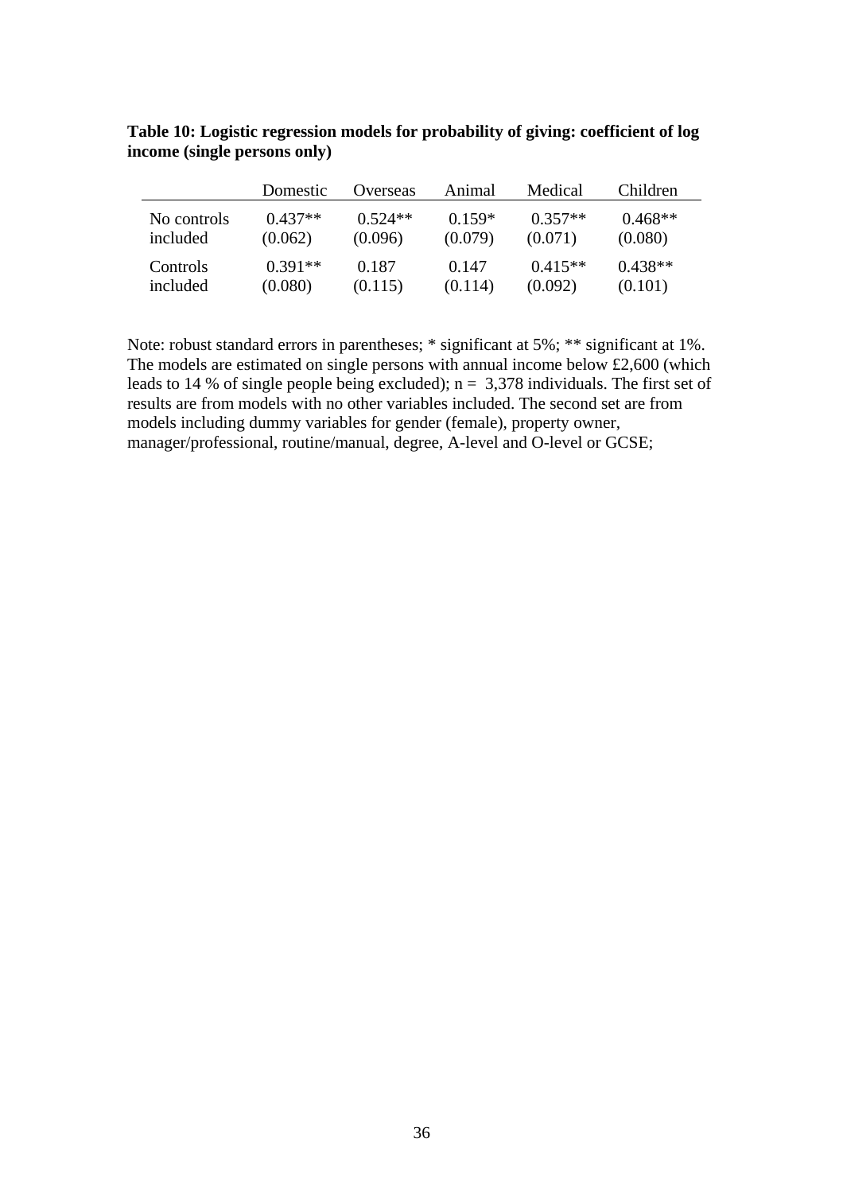**Table 10: Logistic regression models for probability of giving: coefficient of log income (single persons only)**

| | Domestic | Overseas | Animal | Medical | Children |
|---|---|---|---|---|---|
| No controls included | 0.437** (0.062) | 0.524** (0.096) | 0.159* (0.079) | 0.357** (0.071) | 0.468** (0.080) |
| Controls included | 0.391** (0.080) | 0.187 (0.115) | 0.147 (0.114) | 0.415** (0.092) | 0.438** (0.101) |

Note: robust standard errors in parentheses; * significant at 5%; ** significant at 1%. The models are estimated on single persons with annual income below £2,600 (which leads to 14 % of single people being excluded); n = 3,378 individuals. The first set of results are from models with no other variables included. The second set are from models including dummy variables for gender (female), property owner, manager/professional, routine/manual, degree, A-level and O-level or GCSE;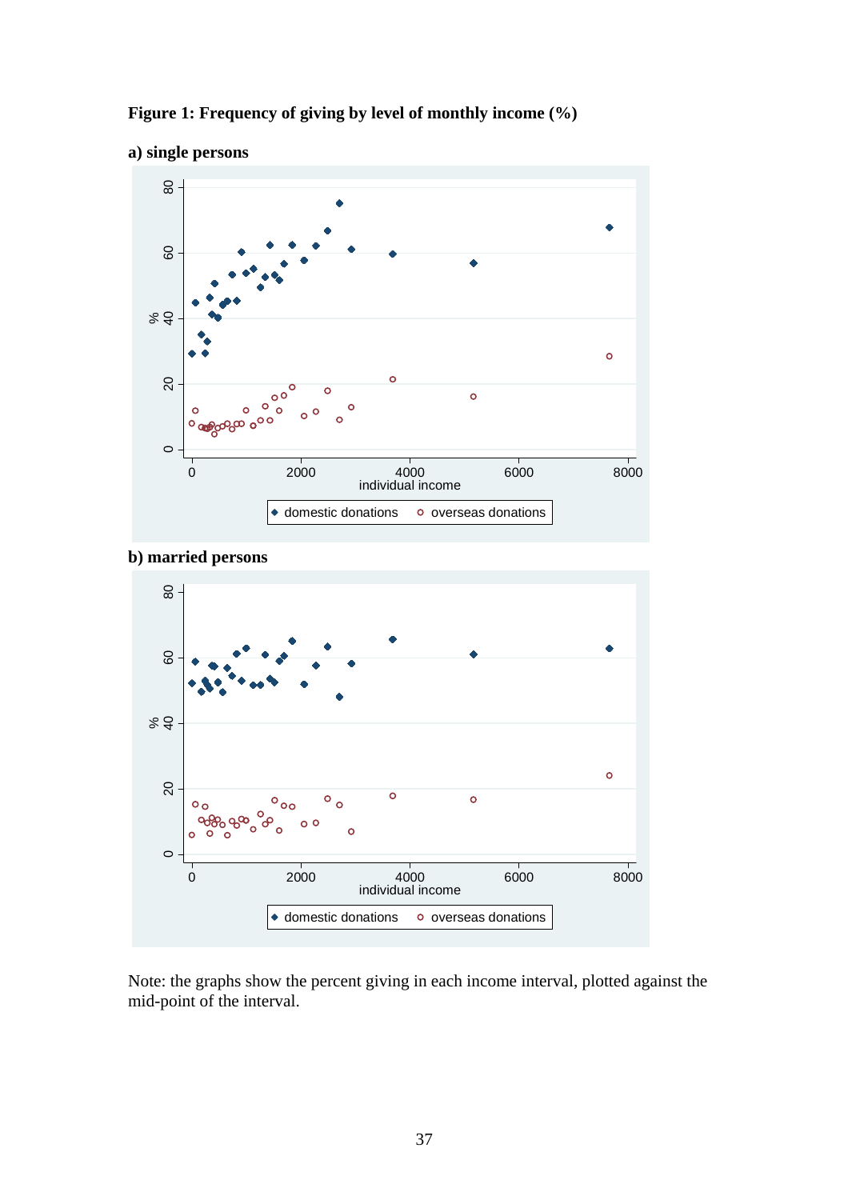**Figure 1: Frequency of giving by level of monthly income (%)**

**a) single persons**

**b) married persons**

Note: the graphs show the percent giving in each income interval, plotted against the mid-point of the interval.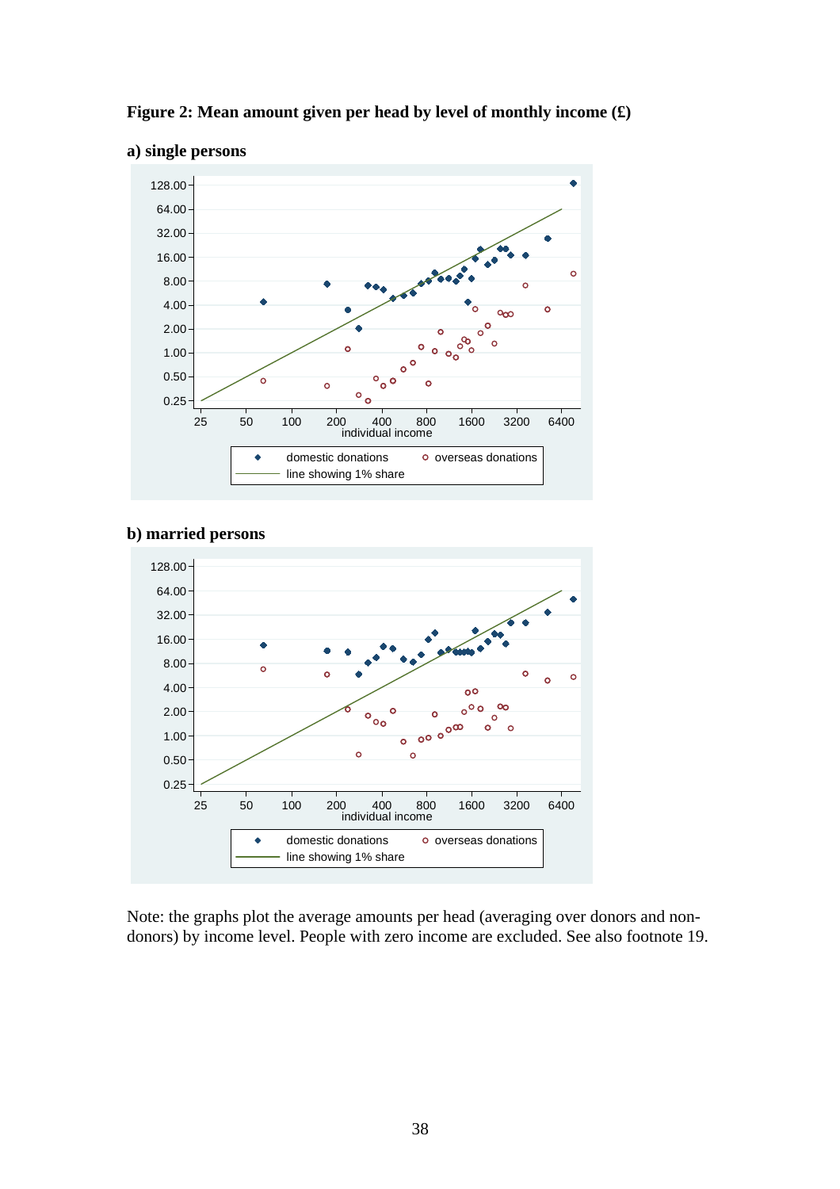**Figure 2: Mean amount given per head by level of monthly income (£)**

**a) single persons**

128.00
64.00
32.00
16.00
8.00
4.00
2.00
1.00
0.50
0.25

25 50 100 200 400 800 1600 3200 6400
individual income

domestic donations
overseas donations
line showing 1% share

**b) married persons**

128.00
64.00
32.00
16.00
8.00
4.00
2.00
1.00
0.50
0.25

25 50 100 200 400 800 1600 3200 6400
individual income

domestic donations
overseas donations
line showing 1% share

Note: the graphs plot the average amounts per head (averaging over donors and non-donors) by income level. People with zero income are excluded. See also footnote 19.